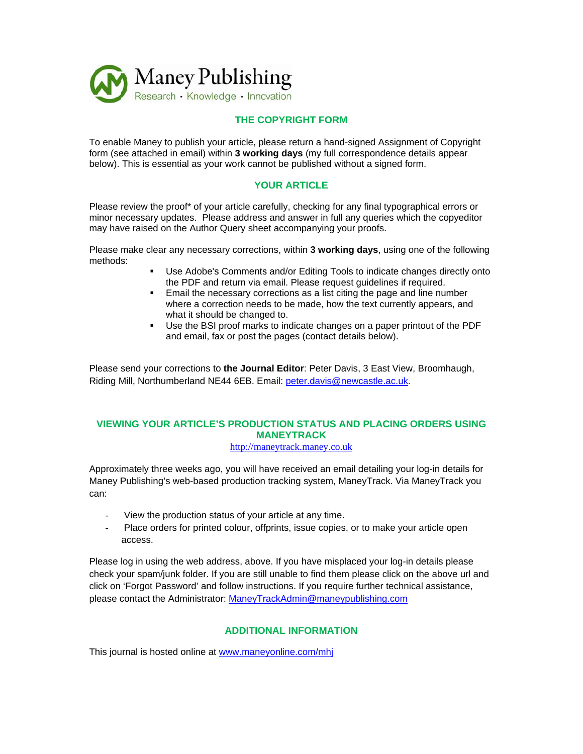Maney Publishing
Research · Knowledge · Innovation

## THE COPYRIGHT FORM

To enable Maney to publish your article, please return a hand-signed Assignment of Copyright form (see attached in email) within **3 working days** (my full correspondence details appear below). This is essential as your work cannot be published without a signed form.

## YOUR ARTICLE

Please review the proof* of your article carefully, checking for any final typographical errors or minor necessary updates. Please address and answer in full any queries which the copyeditor may have raised on the Author Query sheet accompanying your proofs.

Please make clear any necessary corrections, within **3 working days**, using one of the following methods:

- Use Adobe's Comments and/or Editing Tools to indicate changes directly onto the PDF and return via email. Please request guidelines if required.
- Email the necessary corrections as a list citing the page and line number where a correction needs to be made, how the text currently appears, and what it should be changed to.
- Use the BSI proof marks to indicate changes on a paper printout of the PDF and email, fax or post the pages (contact details below).

Please send your corrections to **the Journal Editor**: Peter Davis, 3 East View, Broomhaugh, Riding Mill, Northumberland NE44 6EB. Email: peter.davis@newcastle.ac.uk.

## VIEWING YOUR ARTICLE'S PRODUCTION STATUS AND PLACING ORDERS USING MANEYTRACK

http://maneytrack.maney.co.uk

Approximately three weeks ago, you will have received an email detailing your log-in details for Maney Publishing's web-based production tracking system, ManeyTrack. Via ManeyTrack you can:

- View the production status of your article at any time.
- Place orders for printed colour, offprints, issue copies, or to make your article open access.

Please log in using the web address, above. If you have misplaced your log-in details please check your spam/junk folder. If you are still unable to find them please click on the above url and click on 'Forgot Password' and follow instructions. If you require further technical assistance, please contact the Administrator: ManeyTrackAdmin@maneypublishing.com

## ADDITIONAL INFORMATION

This journal is hosted online at www.maneyonline.com/mhj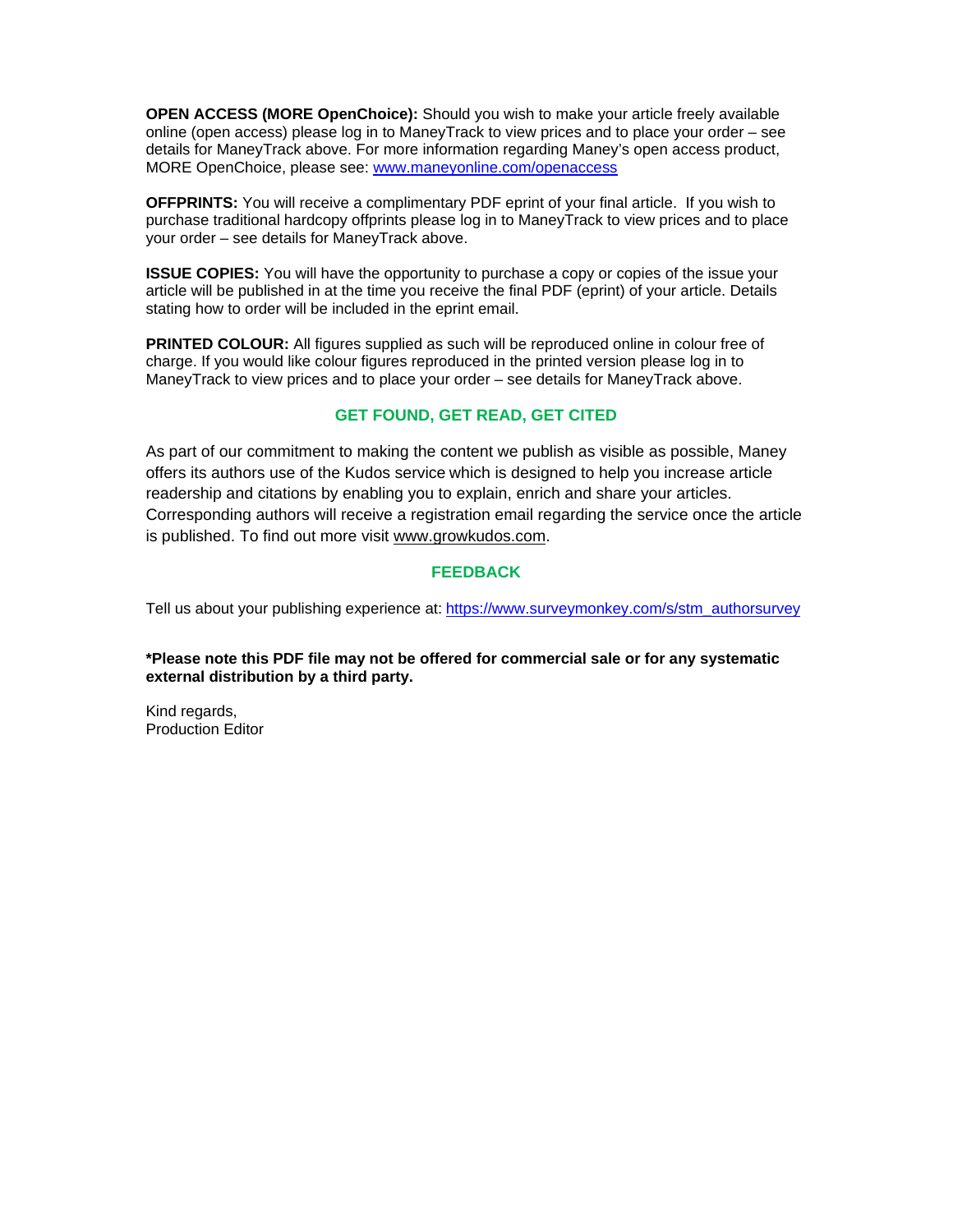**OPEN ACCESS (MORE OpenChoice):** Should you wish to make your article freely available online (open access) please log in to ManeyTrack to view prices and to place your order – see details for ManeyTrack above. For more information regarding Maney's open access product, MORE OpenChoice, please see: www.maneyonline.com/openaccess

**OFFPRINTS:** You will receive a complimentary PDF eprint of your final article. If you wish to purchase traditional hardcopy offprints please log in to ManeyTrack to view prices and to place your order – see details for ManeyTrack above.

**ISSUE COPIES:** You will have the opportunity to purchase a copy or copies of the issue your article will be published in at the time you receive the final PDF (eprint) of your article. Details stating how to order will be included in the eprint email.

**PRINTED COLOUR:** All figures supplied as such will be reproduced online in colour free of charge. If you would like colour figures reproduced in the printed version please log in to ManeyTrack to view prices and to place your order – see details for ManeyTrack above.

## GET FOUND, GET READ, GET CITED

As part of our commitment to making the content we publish as visible as possible, Maney offers its authors use of the Kudos service which is designed to help you increase article readership and citations by enabling you to explain, enrich and share your articles. Corresponding authors will receive a registration email regarding the service once the article is published. To find out more visit www.growkudos.com.

## FEEDBACK

Tell us about your publishing experience at: https://www.surveymonkey.com/s/stm_authorsurvey

***Please note this PDF file may not be offered for commercial sale or for any systematic external distribution by a third party.**

Kind regards,
Production Editor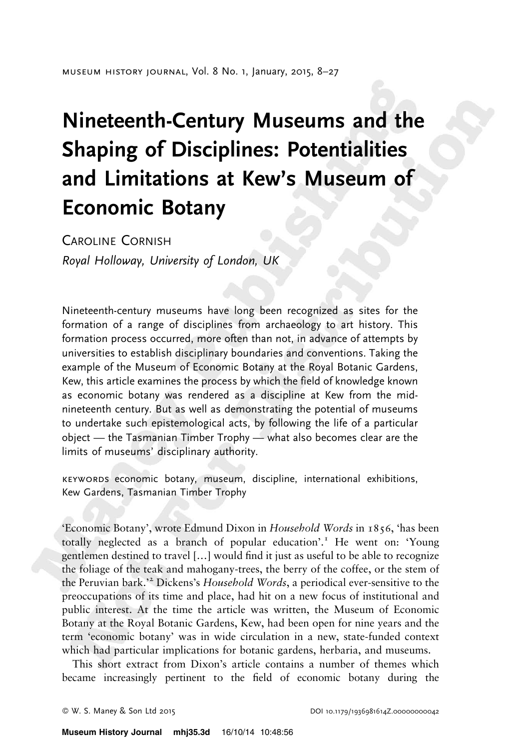# Nineteenth-Century Museums and the Shaping of Disciplines: Potentialities and Limitations at Kew's Museum of Economic Botany

Caroline Cornish

*Royal Holloway, University of London, UK*

Nineteenth-century museums have long been recognized as sites for the formation of a range of disciplines from archaeology to art history. This formation process occurred, more often than not, in advance of attempts by universities to establish disciplinary boundaries and conventions. Taking the example of the Museum of Economic Botany at the Royal Botanic Gardens, Kew, this article examines the process by which the field of knowledge known as economic botany was rendered as a discipline at Kew from the mid-nineteenth century. But as well as demonstrating the potential of museums to undertake such epistemological acts, by following the life of a particular object — the Tasmanian Timber Trophy — what also becomes clear are the limits of museums' disciplinary authority.

KEYWORDS economic botany, museum, discipline, international exhibitions, Kew Gardens, Tasmanian Timber Trophy

'Economic Botany', wrote Edmund Dixon in *Household Words* in 1856, 'has been totally neglected as a branch of popular education'.[1] He went on: 'Young gentlemen destined to travel [...] would find it just as useful to be able to recognize the foliage of the teak and mahogany-trees, the berry of the coffee, or the stem of the Peruvian bark.'[2] Dickens's *Household Words*, a periodical ever-sensitive to the preoccupations of its time and place, had hit on a new focus of institutional and public interest. At the time the article was written, the Museum of Economic Botany at the Royal Botanic Gardens, Kew, had been open for nine years and the term 'economic botany' was in wide circulation in a new, state-funded context which had particular implications for botanic gardens, herbaria, and museums.

This short extract from Dixon's article contains a number of themes which became increasingly pertinent to the field of economic botany during the

© W. S. Maney & Son Ltd 2015 DOI 10.1179/1936981614Z.00000000042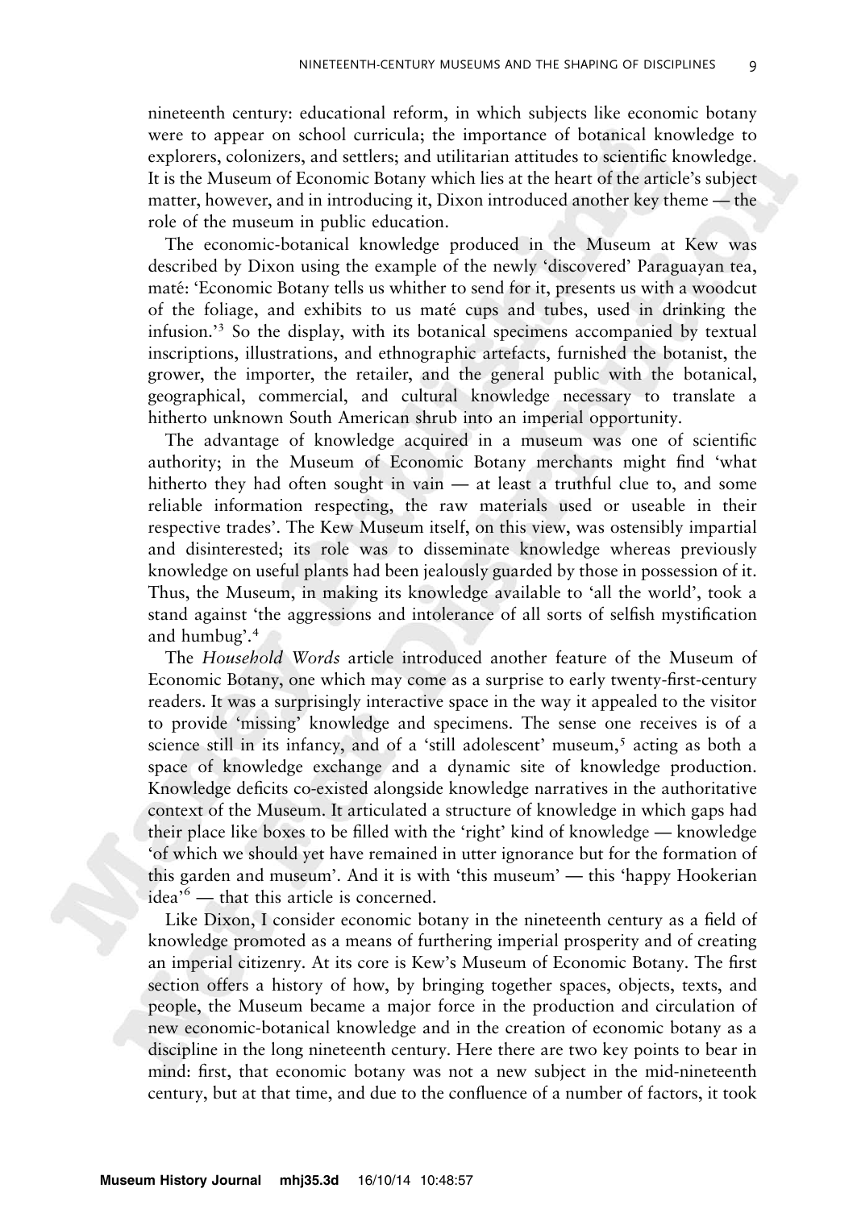nineteenth century: educational reform, in which subjects like economic botany were to appear on school curricula; the importance of botanical knowledge to explorers, colonizers, and settlers; and utilitarian attitudes to scientific knowledge. It is the Museum of Economic Botany which lies at the heart of the article's subject matter, however, and in introducing it, Dixon introduced another key theme — the role of the museum in public education.

The economic-botanical knowledge produced in the Museum at Kew was described by Dixon using the example of the newly 'discovered' Paraguayan tea, maté: 'Economic Botany tells us whither to send for it, presents us with a woodcut of the foliage, and exhibits to us maté cups and tubes, used in drinking the infusion.'[3] So the display, with its botanical specimens accompanied by textual inscriptions, illustrations, and ethnographic artefacts, furnished the botanist, the grower, the importer, the retailer, and the general public with the botanical, geographical, commercial, and cultural knowledge necessary to translate a hitherto unknown South American shrub into an imperial opportunity.

The advantage of knowledge acquired in a museum was one of scientific authority; in the Museum of Economic Botany merchants might find 'what hitherto they had often sought in vain — at least a truthful clue to, and some reliable information respecting, the raw materials used or useable in their respective trades'. The Kew Museum itself, on this view, was ostensibly impartial and disinterested; its role was to disseminate knowledge whereas previously knowledge on useful plants had been jealously guarded by those in possession of it. Thus, the Museum, in making its knowledge available to 'all the world', took a stand against 'the aggressions and intolerance of all sorts of selfish mystification and humbug'.[4]

The *Household Words* article introduced another feature of the Museum of Economic Botany, one which may come as a surprise to early twenty-first-century readers. It was a surprisingly interactive space in the way it appealed to the visitor to provide 'missing' knowledge and specimens. The sense one receives is of a science still in its infancy, and of a 'still adolescent' museum,[5] acting as both a space of knowledge exchange and a dynamic site of knowledge production. Knowledge deficits co-existed alongside knowledge narratives in the authoritative context of the Museum. It articulated a structure of knowledge in which gaps had their place like boxes to be filled with the 'right' kind of knowledge — knowledge 'of which we should yet have remained in utter ignorance but for the formation of this garden and museum'. And it is with 'this museum' — this 'happy Hookerian idea'[6] — that this article is concerned.

Like Dixon, I consider economic botany in the nineteenth century as a field of knowledge promoted as a means of furthering imperial prosperity and of creating an imperial citizenry. At its core is Kew's Museum of Economic Botany. The first section offers a history of how, by bringing together spaces, objects, texts, and people, the Museum became a major force in the production and circulation of new economic-botanical knowledge and in the creation of economic botany as a discipline in the long nineteenth century. Here there are two key points to bear in mind: first, that economic botany was not a new subject in the mid-nineteenth century, but at that time, and due to the confluence of a number of factors, it took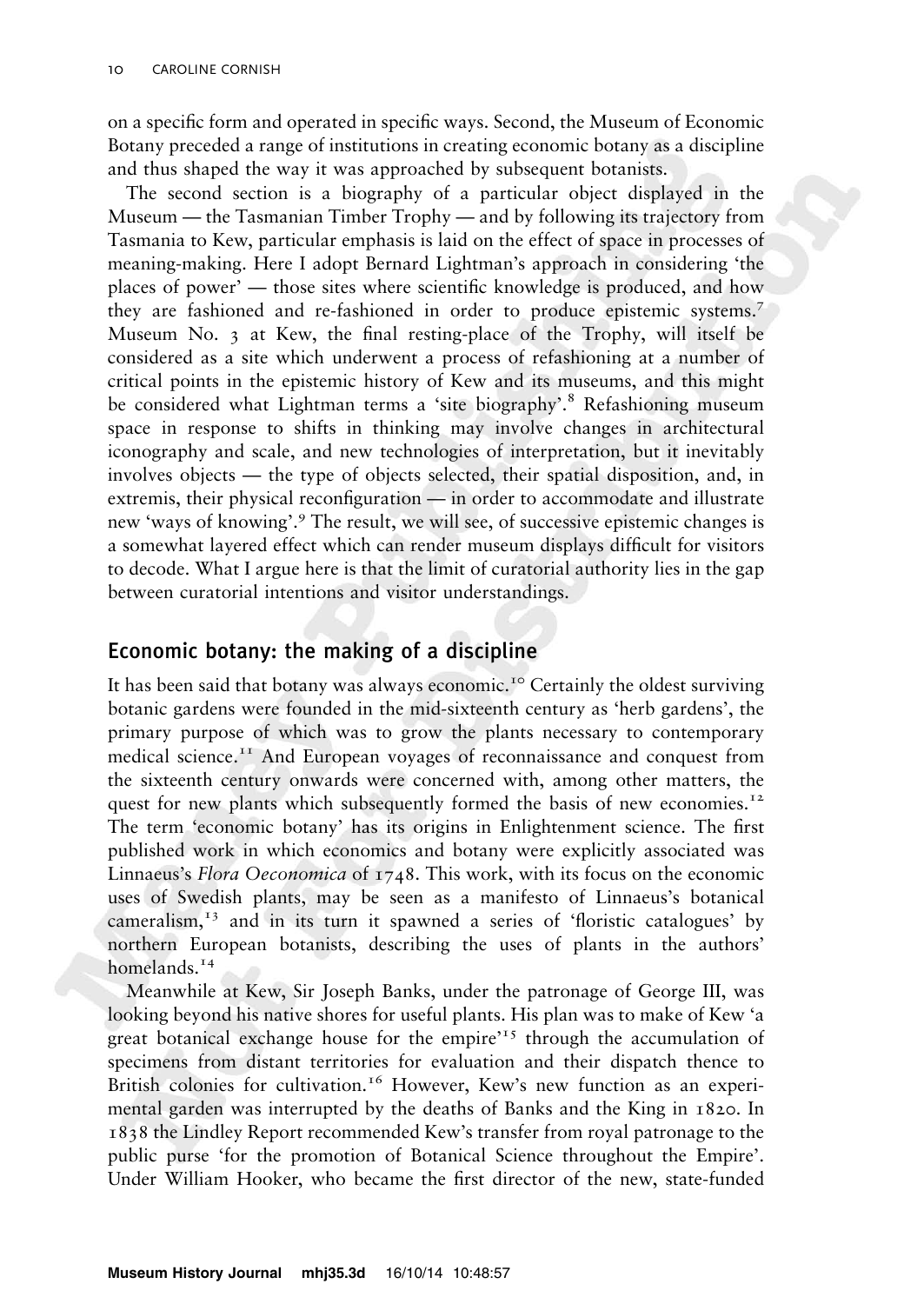on a specific form and operated in specific ways. Second, the Museum of Economic Botany preceded a range of institutions in creating economic botany as a discipline and thus shaped the way it was approached by subsequent botanists.

The second section is a biography of a particular object displayed in the Museum — the Tasmanian Timber Trophy — and by following its trajectory from Tasmania to Kew, particular emphasis is laid on the effect of space in processes of meaning-making. Here I adopt Bernard Lightman's approach in considering 'the places of power' — those sites where scientific knowledge is produced, and how they are fashioned and re-fashioned in order to produce epistemic systems.[7] Museum No. 3 at Kew, the final resting-place of the Trophy, will itself be considered as a site which underwent a process of refashioning at a number of critical points in the epistemic history of Kew and its museums, and this might be considered what Lightman terms a 'site biography'.[8] Refashioning museum space in response to shifts in thinking may involve changes in architectural iconography and scale, and new technologies of interpretation, but it inevitably involves objects — the type of objects selected, their spatial disposition, and, in extremis, their physical reconfiguration — in order to accommodate and illustrate new 'ways of knowing'.[9] The result, we will see, of successive epistemic changes is a somewhat layered effect which can render museum displays difficult for visitors to decode. What I argue here is that the limit of curatorial authority lies in the gap between curatorial intentions and visitor understandings.

## Economic botany: the making of a discipline

It has been said that botany was always economic.[10] Certainly the oldest surviving botanic gardens were founded in the mid-sixteenth century as 'herb gardens', the primary purpose of which was to grow the plants necessary to contemporary medical science.[11] And European voyages of reconnaissance and conquest from the sixteenth century onwards were concerned with, among other matters, the quest for new plants which subsequently formed the basis of new economies.[12] The term 'economic botany' has its origins in Enlightenment science. The first published work in which economics and botany were explicitly associated was Linnaeus's *Flora Oeconomica* of 1748. This work, with its focus on the economic uses of Swedish plants, may be seen as a manifesto of Linnaeus's botanical cameralism,[13] and in its turn it spawned a series of 'floristic catalogues' by northern European botanists, describing the uses of plants in the authors' homelands.[14]

Meanwhile at Kew, Sir Joseph Banks, under the patronage of George III, was looking beyond his native shores for useful plants. His plan was to make of Kew 'a great botanical exchange house for the empire'[15] through the accumulation of specimens from distant territories for evaluation and their dispatch thence to British colonies for cultivation.[16] However, Kew's new function as an experimental garden was interrupted by the deaths of Banks and the King in 1820. In 1838 the Lindley Report recommended Kew's transfer from royal patronage to the public purse 'for the promotion of Botanical Science throughout the Empire'. Under William Hooker, who became the first director of the new, state-funded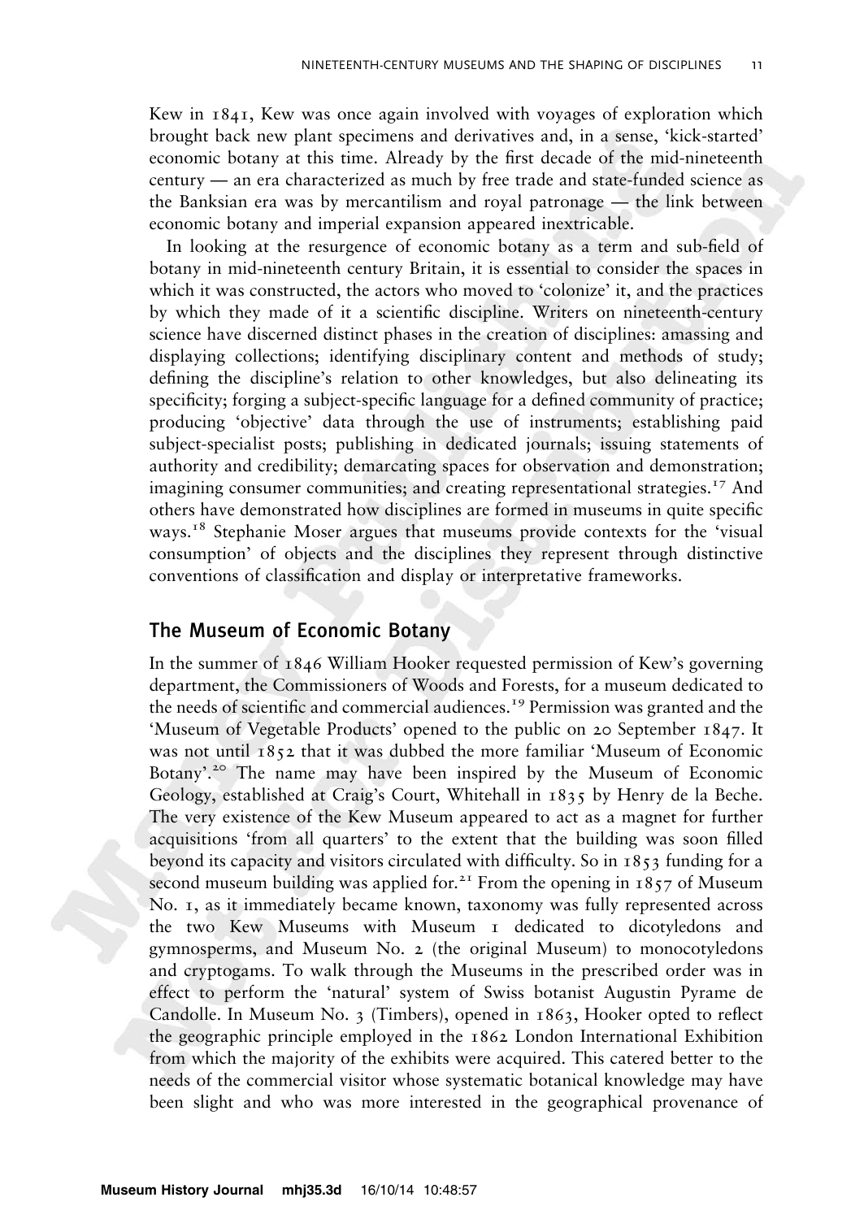Kew in 1841, Kew was once again involved with voyages of exploration which brought back new plant specimens and derivatives and, in a sense, 'kick-started' economic botany at this time. Already by the first decade of the mid-nineteenth century — an era characterized as much by free trade and state-funded science as the Banksian era was by mercantilism and royal patronage — the link between economic botany and imperial expansion appeared inextricable.

In looking at the resurgence of economic botany as a term and sub-field of botany in mid-nineteenth century Britain, it is essential to consider the spaces in which it was constructed, the actors who moved to 'colonize' it, and the practices by which they made of it a scientific discipline. Writers on nineteenth-century science have discerned distinct phases in the creation of disciplines: amassing and displaying collections; identifying disciplinary content and methods of study; defining the discipline's relation to other knowledges, but also delineating its specificity; forging a subject-specific language for a defined community of practice; producing 'objective' data through the use of instruments; establishing paid subject-specialist posts; publishing in dedicated journals; issuing statements of authority and credibility; demarcating spaces for observation and demonstration; imagining consumer communities; and creating representational strategies.[17] And others have demonstrated how disciplines are formed in museums in quite specific ways.[18] Stephanie Moser argues that museums provide contexts for the 'visual consumption' of objects and the disciplines they represent through distinctive conventions of classification and display or interpretative frameworks.

## The Museum of Economic Botany

In the summer of 1846 William Hooker requested permission of Kew's governing department, the Commissioners of Woods and Forests, for a museum dedicated to the needs of scientific and commercial audiences.[19] Permission was granted and the 'Museum of Vegetable Products' opened to the public on 20 September 1847. It was not until 1852 that it was dubbed the more familiar 'Museum of Economic Botany'.[20] The name may have been inspired by the Museum of Economic Geology, established at Craig's Court, Whitehall in 1835 by Henry de la Beche. The very existence of the Kew Museum appeared to act as a magnet for further acquisitions 'from all quarters' to the extent that the building was soon filled beyond its capacity and visitors circulated with difficulty. So in 1853 funding for a second museum building was applied for.[21] From the opening in 1857 of Museum No. 1, as it immediately became known, taxonomy was fully represented across the two Kew Museums with Museum 1 dedicated to dicotyledons and gymnosperms, and Museum No. 2 (the original Museum) to monocotyledons and cryptogams. To walk through the Museums in the prescribed order was in effect to perform the 'natural' system of Swiss botanist Augustin Pyrame de Candolle. In Museum No. 3 (Timbers), opened in 1863, Hooker opted to reflect the geographic principle employed in the 1862 London International Exhibition from which the majority of the exhibits were acquired. This catered better to the needs of the commercial visitor whose systematic botanical knowledge may have been slight and who was more interested in the geographical provenance of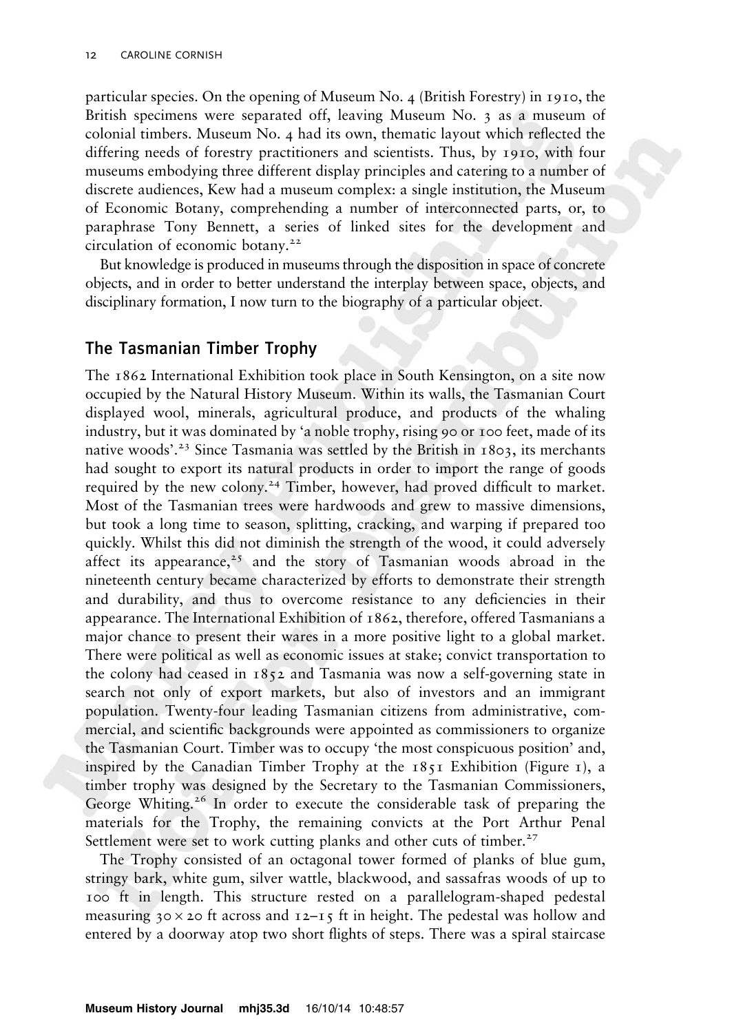particular species. On the opening of Museum No. 4 (British Forestry) in 1910, the British specimens were separated off, leaving Museum No. 3 as a museum of colonial timbers. Museum No. 4 had its own, thematic layout which reflected the differing needs of forestry practitioners and scientists. Thus, by 1910, with four museums embodying three different display principles and catering to a number of discrete audiences, Kew had a museum complex: a single institution, the Museum of Economic Botany, comprehending a number of interconnected parts, or, to paraphrase Tony Bennett, a series of linked sites for the development and circulation of economic botany.[22]

But knowledge is produced in museums through the disposition in space of concrete objects, and in order to better understand the interplay between space, objects, and disciplinary formation, I now turn to the biography of a particular object.

## The Tasmanian Timber Trophy

The 1862 International Exhibition took place in South Kensington, on a site now occupied by the Natural History Museum. Within its walls, the Tasmanian Court displayed wool, minerals, agricultural produce, and products of the whaling industry, but it was dominated by 'a noble trophy, rising 90 or 100 feet, made of its native woods'.[23] Since Tasmania was settled by the British in 1803, its merchants had sought to export its natural products in order to import the range of goods required by the new colony.[24] Timber, however, had proved difficult to market. Most of the Tasmanian trees were hardwoods and grew to massive dimensions, but took a long time to season, splitting, cracking, and warping if prepared too quickly. Whilst this did not diminish the strength of the wood, it could adversely affect its appearance,[25] and the story of Tasmanian woods abroad in the nineteenth century became characterized by efforts to demonstrate their strength and durability, and thus to overcome resistance to any deficiencies in their appearance. The International Exhibition of 1862, therefore, offered Tasmanians a major chance to present their wares in a more positive light to a global market. There were political as well as economic issues at stake; convict transportation to the colony had ceased in 1852 and Tasmania was now a self-governing state in search not only of export markets, but also of investors and an immigrant population. Twenty-four leading Tasmanian citizens from administrative, commercial, and scientific backgrounds were appointed as commissioners to organize the Tasmanian Court. Timber was to occupy 'the most conspicuous position' and, inspired by the Canadian Timber Trophy at the 1851 Exhibition (Figure 1), a timber trophy was designed by the Secretary to the Tasmanian Commissioners, George Whiting.[26] In order to execute the considerable task of preparing the materials for the Trophy, the remaining convicts at the Port Arthur Penal Settlement were set to work cutting planks and other cuts of timber.[27]

The Trophy consisted of an octagonal tower formed of planks of blue gum, stringy bark, white gum, silver wattle, blackwood, and sassafras woods of up to 100 ft in length. This structure rested on a parallelogram-shaped pedestal measuring 30 × 20 ft across and 12–15 ft in height. The pedestal was hollow and entered by a doorway atop two short flights of steps. There was a spiral staircase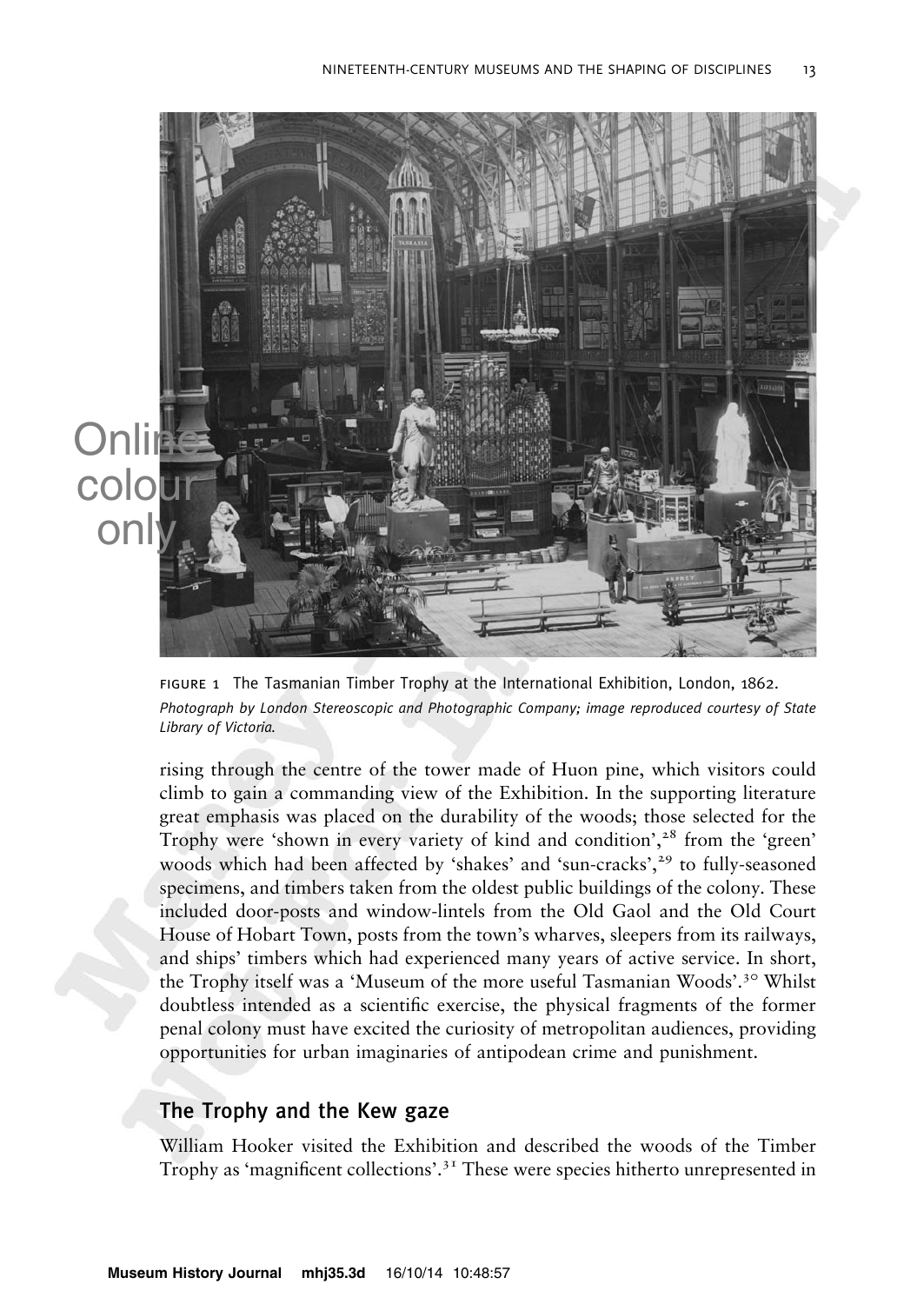FIGURE 1 The Tasmanian Timber Trophy at the International Exhibition, London, 1862.
*Photograph by London Stereoscopic and Photographic Company; image reproduced courtesy of State Library of Victoria.*

rising through the centre of the tower made of Huon pine, which visitors could climb to gain a commanding view of the Exhibition. In the supporting literature great emphasis was placed on the durability of the woods; those selected for the Trophy were 'shown in every variety of kind and condition',[28] from the 'green' woods which had been affected by 'shakes' and 'sun-cracks',[29] to fully-seasoned specimens, and timbers taken from the oldest public buildings of the colony. These included door-posts and window-lintels from the Old Gaol and the Old Court House of Hobart Town, posts from the town's wharves, sleepers from its railways, and ships' timbers which had experienced many years of active service. In short, the Trophy itself was a 'Museum of the more useful Tasmanian Woods'.[30] Whilst doubtless intended as a scientific exercise, the physical fragments of the former penal colony must have excited the curiosity of metropolitan audiences, providing opportunities for urban imaginaries of antipodean crime and punishment.

## The Trophy and the Kew gaze

William Hooker visited the Exhibition and described the woods of the Timber Trophy as 'magnificent collections'.[31] These were species hitherto unrepresented in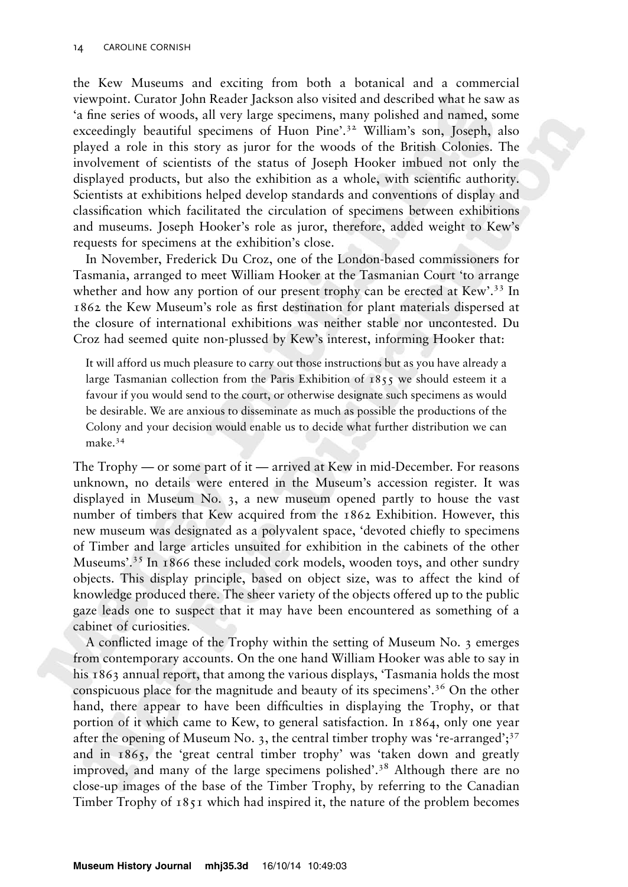the Kew Museums and exciting from both a botanical and a commercial viewpoint. Curator John Reader Jackson also visited and described what he saw as 'a fine series of woods, all very large specimens, many polished and named, some exceedingly beautiful specimens of Huon Pine'.[32] William's son, Joseph, also played a role in this story as juror for the woods of the British Colonies. The involvement of scientists of the status of Joseph Hooker imbued not only the displayed products, but also the exhibition as a whole, with scientific authority. Scientists at exhibitions helped develop standards and conventions of display and classification which facilitated the circulation of specimens between exhibitions and museums. Joseph Hooker's role as juror, therefore, added weight to Kew's requests for specimens at the exhibition's close.

In November, Frederick Du Croz, one of the London-based commissioners for Tasmania, arranged to meet William Hooker at the Tasmanian Court 'to arrange whether and how any portion of our present trophy can be erected at Kew'.[33] In 1862 the Kew Museum's role as first destination for plant materials dispersed at the closure of international exhibitions was neither stable nor uncontested. Du Croz had seemed quite non-plussed by Kew's interest, informing Hooker that:

> It will afford us much pleasure to carry out those instructions but as you have already a large Tasmanian collection from the Paris Exhibition of 1855 we should esteem it a favour if you would send to the court, or otherwise designate such specimens as would be desirable. We are anxious to disseminate as much as possible the productions of the Colony and your decision would enable us to decide what further distribution we can make.[34]

The Trophy — or some part of it — arrived at Kew in mid-December. For reasons unknown, no details were entered in the Museum's accession register. It was displayed in Museum No. 3, a new museum opened partly to house the vast number of timbers that Kew acquired from the 1862 Exhibition. However, this new museum was designated as a polyvalent space, 'devoted chiefly to specimens of Timber and large articles unsuited for exhibition in the cabinets of the other Museums'.[35] In 1866 these included cork models, wooden toys, and other sundry objects. This display principle, based on object size, was to affect the kind of knowledge produced there. The sheer variety of the objects offered up to the public gaze leads one to suspect that it may have been encountered as something of a cabinet of curiosities.

A conflicted image of the Trophy within the setting of Museum No. 3 emerges from contemporary accounts. On the one hand William Hooker was able to say in his 1863 annual report, that among the various displays, 'Tasmania holds the most conspicuous place for the magnitude and beauty of its specimens'.[36] On the other hand, there appear to have been difficulties in displaying the Trophy, or that portion of it which came to Kew, to general satisfaction. In 1864, only one year after the opening of Museum No. 3, the central timber trophy was 're-arranged';[37] and in 1865, the 'great central timber trophy' was 'taken down and greatly improved, and many of the large specimens polished'.[38] Although there are no close-up images of the base of the Timber Trophy, by referring to the Canadian Timber Trophy of 1851 which had inspired it, the nature of the problem becomes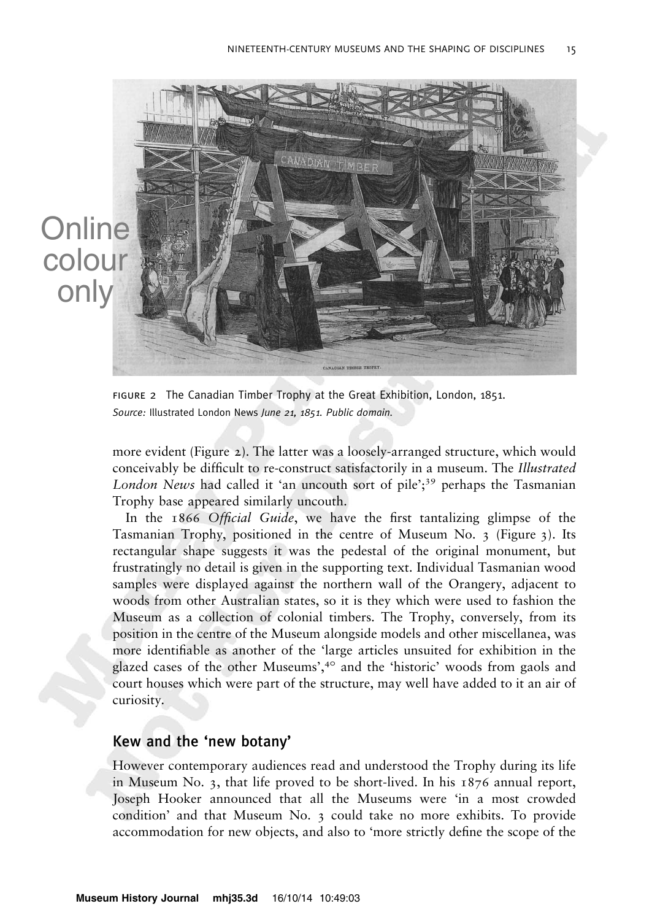FIGURE 2 The Canadian Timber Trophy at the Great Exhibition, London, 1851.
*Source:* Illustrated London News *June 21, 1851. Public domain.*

more evident (Figure 2). The latter was a loosely-arranged structure, which would conceivably be difficult to re-construct satisfactorily in a museum. The *Illustrated London News* had called it 'an uncouth sort of pile';[39] perhaps the Tasmanian Trophy base appeared similarly uncouth.

In the 1866 *Official Guide*, we have the first tantalizing glimpse of the Tasmanian Trophy, positioned in the centre of Museum No. 3 (Figure 3). Its rectangular shape suggests it was the pedestal of the original monument, but frustratingly no detail is given in the supporting text. Individual Tasmanian wood samples were displayed against the northern wall of the Orangery, adjacent to woods from other Australian states, so it is they which were used to fashion the Museum as a collection of colonial timbers. The Trophy, conversely, from its position in the centre of the Museum alongside models and other miscellanea, was more identifiable as another of the 'large articles unsuited for exhibition in the glazed cases of the other Museums',[40] and the 'historic' woods from gaols and court houses which were part of the structure, may well have added to it an air of curiosity.

## Kew and the 'new botany'

However contemporary audiences read and understood the Trophy during its life in Museum No. 3, that life proved to be short-lived. In his 1876 annual report, Joseph Hooker announced that all the Museums were 'in a most crowded condition' and that Museum No. 3 could take no more exhibits. To provide accommodation for new objects, and also to 'more strictly define the scope of the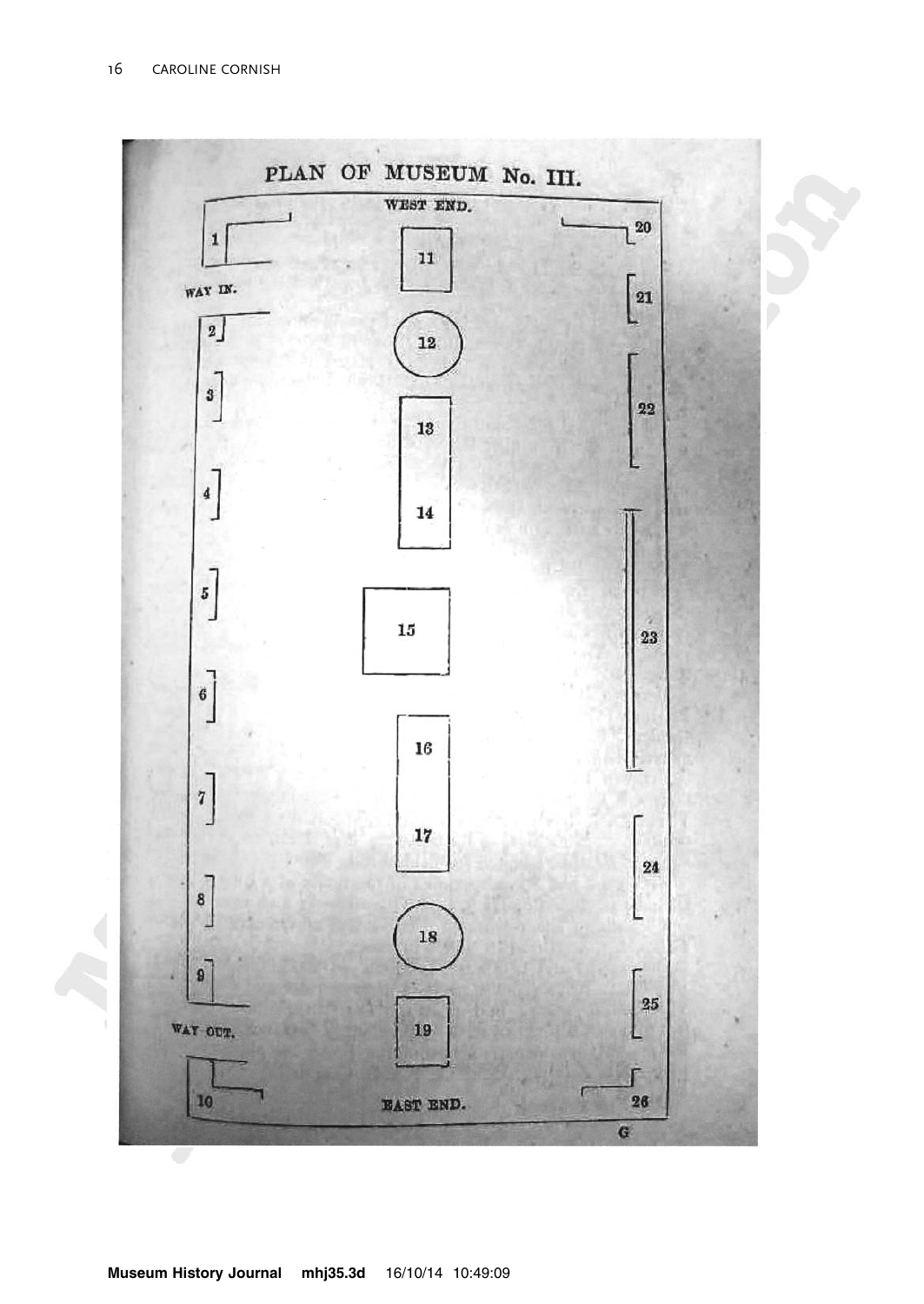PLAN OF MUSEUM No. III.

WEST END.

1

WAY IN.

2

3

4

5

6

7

8

9

WAY OUT.

10

11

12

13

14

15

16

17

18

19

EAST END.

20

21

22

23

24

25

26

G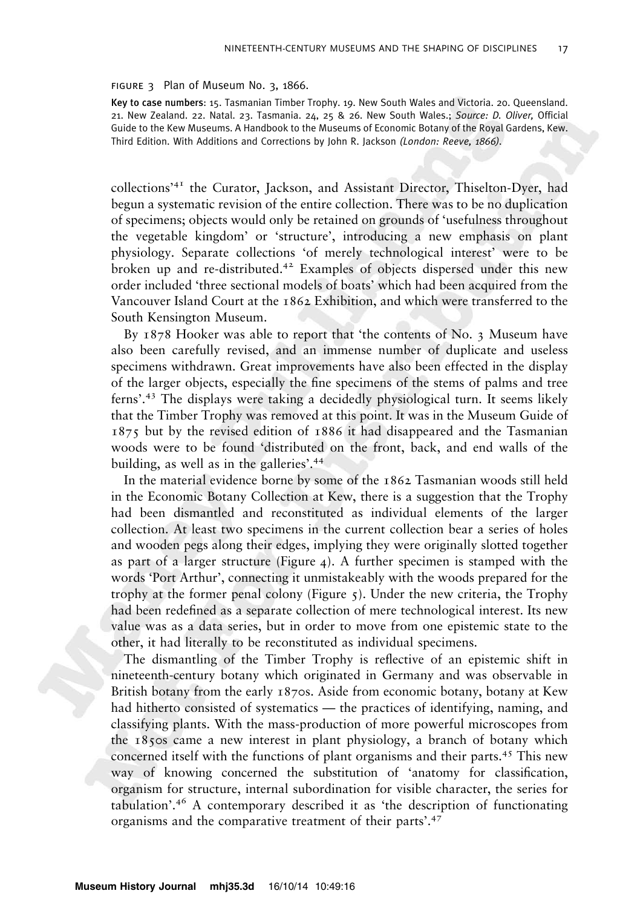FIGURE 3 Plan of Museum No. 3, 1866.

**Key to case numbers**: 15. Tasmanian Timber Trophy. 19. New South Wales and Victoria. 20. Queensland. 21. New Zealand. 22. Natal. 23. Tasmania. 24, 25 & 26. New South Wales.; *Source: D. Oliver,* Official Guide to the Kew Museums. A Handbook to the Museums of Economic Botany of the Royal Gardens, Kew. Third Edition. With Additions and Corrections by John R. Jackson *(London: Reeve, 1866).*

collections'[41] the Curator, Jackson, and Assistant Director, Thiselton-Dyer, had begun a systematic revision of the entire collection. There was to be no duplication of specimens; objects would only be retained on grounds of 'usefulness throughout the vegetable kingdom' or 'structure', introducing a new emphasis on plant physiology. Separate collections 'of merely technological interest' were to be broken up and re-distributed.[42] Examples of objects dispersed under this new order included 'three sectional models of boats' which had been acquired from the Vancouver Island Court at the 1862 Exhibition, and which were transferred to the South Kensington Museum.

By 1878 Hooker was able to report that 'the contents of No. 3 Museum have also been carefully revised, and an immense number of duplicate and useless specimens withdrawn. Great improvements have also been effected in the display of the larger objects, especially the fine specimens of the stems of palms and tree ferns'.[43] The displays were taking a decidedly physiological turn. It seems likely that the Timber Trophy was removed at this point. It was in the Museum Guide of 1875 but by the revised edition of 1886 it had disappeared and the Tasmanian woods were to be found 'distributed on the front, back, and end walls of the building, as well as in the galleries'.[44]

In the material evidence borne by some of the 1862 Tasmanian woods still held in the Economic Botany Collection at Kew, there is a suggestion that the Trophy had been dismantled and reconstituted as individual elements of the larger collection. At least two specimens in the current collection bear a series of holes and wooden pegs along their edges, implying they were originally slotted together as part of a larger structure (Figure 4). A further specimen is stamped with the words 'Port Arthur', connecting it unmistakeably with the woods prepared for the trophy at the former penal colony (Figure 5). Under the new criteria, the Trophy had been redefined as a separate collection of mere technological interest. Its new value was as a data series, but in order to move from one epistemic state to the other, it had literally to be reconstituted as individual specimens.

The dismantling of the Timber Trophy is reflective of an epistemic shift in nineteenth-century botany which originated in Germany and was observable in British botany from the early 1870s. Aside from economic botany, botany at Kew had hitherto consisted of systematics — the practices of identifying, naming, and classifying plants. With the mass-production of more powerful microscopes from the 1850s came a new interest in plant physiology, a branch of botany which concerned itself with the functions of plant organisms and their parts.[45] This new way of knowing concerned the substitution of 'anatomy for classification, organism for structure, internal subordination for visible character, the series for tabulation'.[46] A contemporary described it as 'the description of functionating organisms and the comparative treatment of their parts'.[47]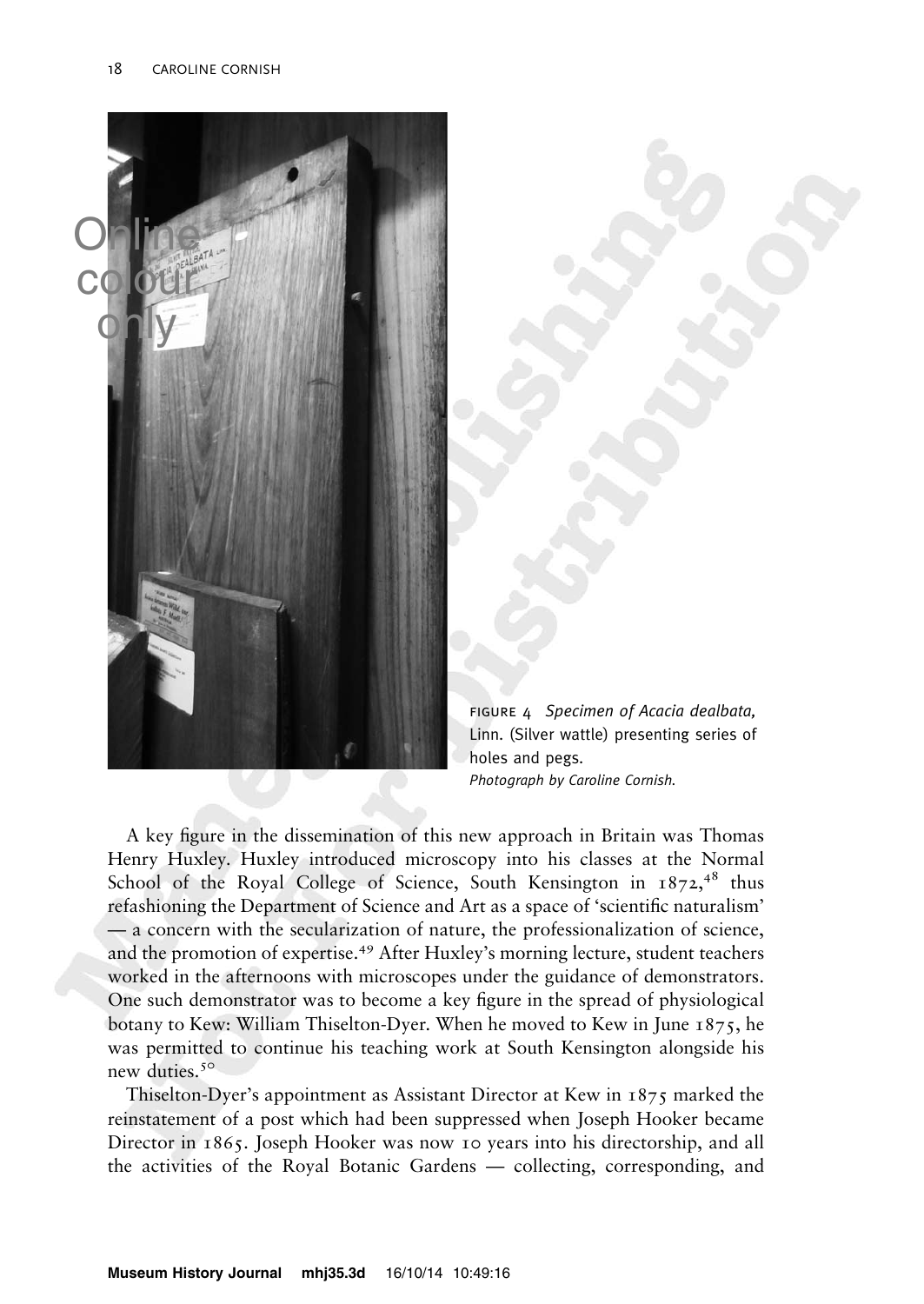FIGURE 4 *Specimen of Acacia dealbata,* Linn. (Silver wattle) presenting series of holes and pegs.
*Photograph by Caroline Cornish.*

A key figure in the dissemination of this new approach in Britain was Thomas Henry Huxley. Huxley introduced microscopy into his classes at the Normal School of the Royal College of Science, South Kensington in 1872,[48] thus refashioning the Department of Science and Art as a space of 'scientific naturalism' — a concern with the secularization of nature, the professionalization of science, and the promotion of expertise.[49] After Huxley's morning lecture, student teachers worked in the afternoons with microscopes under the guidance of demonstrators. One such demonstrator was to become a key figure in the spread of physiological botany to Kew: William Thiselton-Dyer. When he moved to Kew in June 1875, he was permitted to continue his teaching work at South Kensington alongside his new duties.[50]

Thiselton-Dyer's appointment as Assistant Director at Kew in 1875 marked the reinstatement of a post which had been suppressed when Joseph Hooker became Director in 1865. Joseph Hooker was now 10 years into his directorship, and all the activities of the Royal Botanic Gardens — collecting, corresponding, and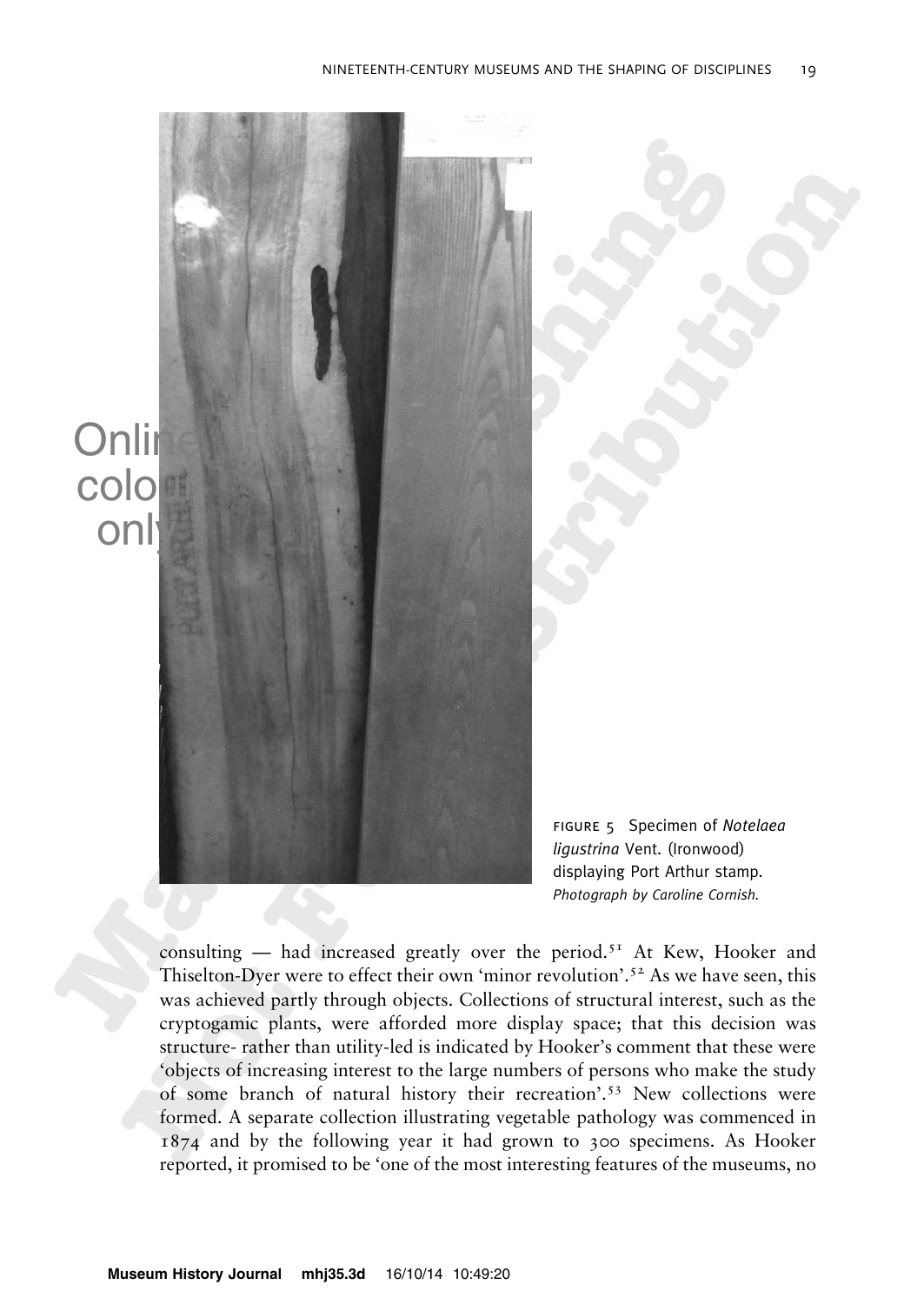FIGURE 5 Specimen of *Notelaea ligustrina* Vent. (Ironwood) displaying Port Arthur stamp. *Photograph by Caroline Cornish.*

consulting — had increased greatly over the period.[51] At Kew, Hooker and Thiselton-Dyer were to effect their own 'minor revolution'.[52] As we have seen, this was achieved partly through objects. Collections of structural interest, such as the cryptogamic plants, were afforded more display space; that this decision was structure- rather than utility-led is indicated by Hooker's comment that these were 'objects of increasing interest to the large numbers of persons who make the study of some branch of natural history their recreation'.[53] New collections were formed. A separate collection illustrating vegetable pathology was commenced in 1874 and by the following year it had grown to 300 specimens. As Hooker reported, it promised to be 'one of the most interesting features of the museums, no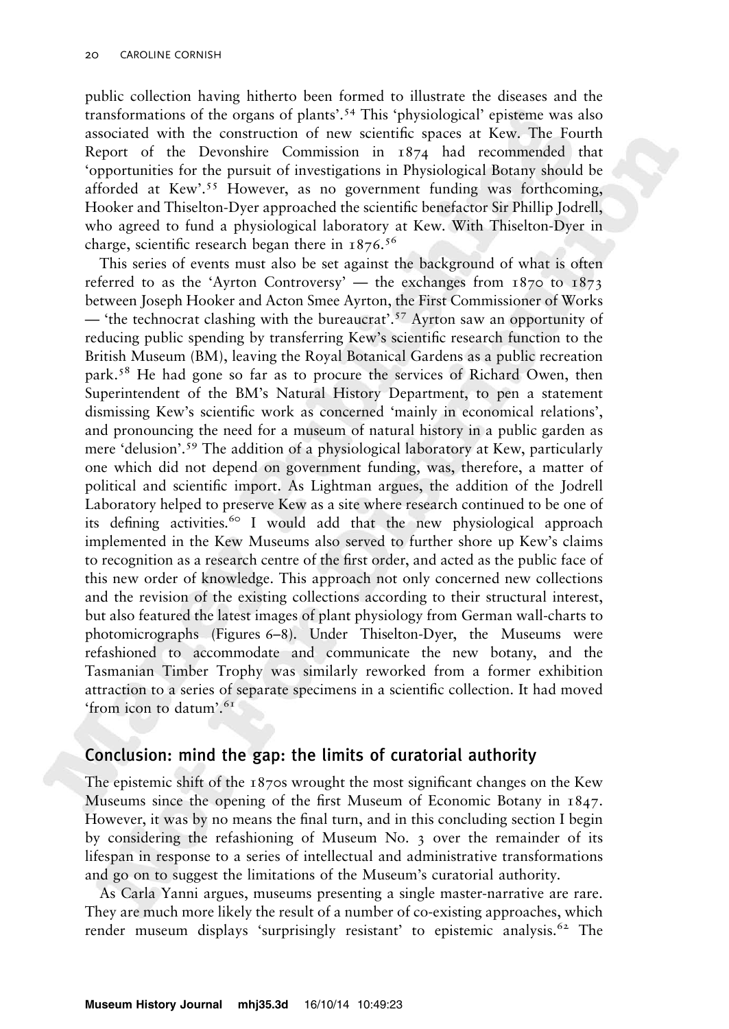public collection having hitherto been formed to illustrate the diseases and the transformations of the organs of plants'.[54] This 'physiological' episteme was also associated with the construction of new scientific spaces at Kew. The Fourth Report of the Devonshire Commission in 1874 had recommended that 'opportunities for the pursuit of investigations in Physiological Botany should be afforded at Kew'.[55] However, as no government funding was forthcoming, Hooker and Thiselton-Dyer approached the scientific benefactor Sir Phillip Jodrell, who agreed to fund a physiological laboratory at Kew. With Thiselton-Dyer in charge, scientific research began there in 1876.[56]

This series of events must also be set against the background of what is often referred to as the 'Ayrton Controversy' — the exchanges from 1870 to 1873 between Joseph Hooker and Acton Smee Ayrton, the First Commissioner of Works — 'the technocrat clashing with the bureaucrat'.[57] Ayrton saw an opportunity of reducing public spending by transferring Kew's scientific research function to the British Museum (BM), leaving the Royal Botanical Gardens as a public recreation park.[58] He had gone so far as to procure the services of Richard Owen, then Superintendent of the BM's Natural History Department, to pen a statement dismissing Kew's scientific work as concerned 'mainly in economical relations', and pronouncing the need for a museum of natural history in a public garden as mere 'delusion'.[59] The addition of a physiological laboratory at Kew, particularly one which did not depend on government funding, was, therefore, a matter of political and scientific import. As Lightman argues, the addition of the Jodrell Laboratory helped to preserve Kew as a site where research continued to be one of its defining activities.[60] I would add that the new physiological approach implemented in the Kew Museums also served to further shore up Kew's claims to recognition as a research centre of the first order, and acted as the public face of this new order of knowledge. This approach not only concerned new collections and the revision of the existing collections according to their structural interest, but also featured the latest images of plant physiology from German wall-charts to photomicrographs (Figures 6–8). Under Thiselton-Dyer, the Museums were refashioned to accommodate and communicate the new botany, and the Tasmanian Timber Trophy was similarly reworked from a former exhibition attraction to a series of separate specimens in a scientific collection. It had moved 'from icon to datum'.[61]

## Conclusion: mind the gap: the limits of curatorial authority

The epistemic shift of the 1870s wrought the most significant changes on the Kew Museums since the opening of the first Museum of Economic Botany in 1847. However, it was by no means the final turn, and in this concluding section I begin by considering the refashioning of Museum No. 3 over the remainder of its lifespan in response to a series of intellectual and administrative transformations and go on to suggest the limitations of the Museum's curatorial authority.

As Carla Yanni argues, museums presenting a single master-narrative are rare. They are much more likely the result of a number of co-existing approaches, which render museum displays 'surprisingly resistant' to epistemic analysis.[62] The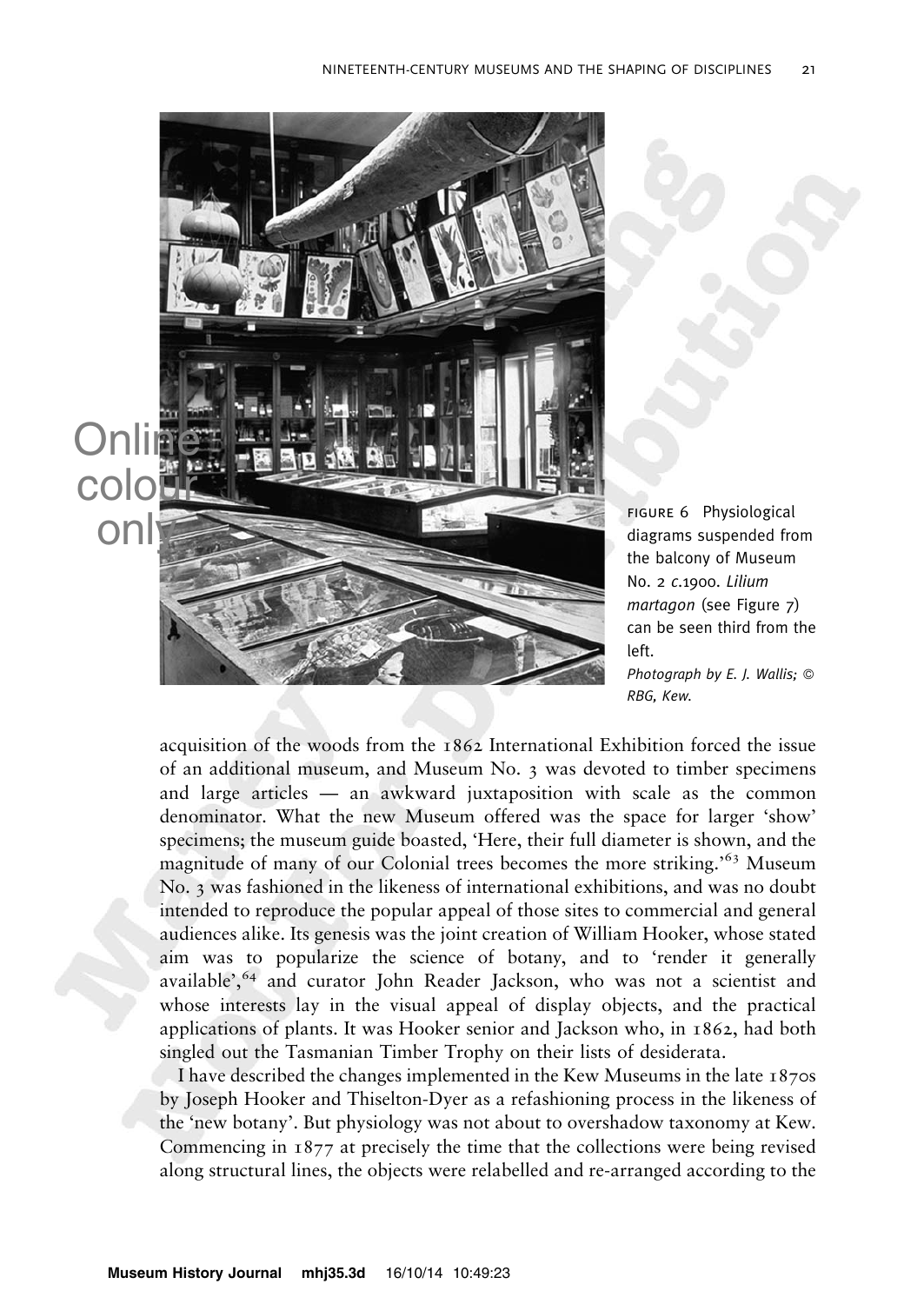FIGURE 6 Physiological diagrams suspended from the balcony of Museum No. 2 *c.*1900. *Lilium martagon* (see Figure 7) can be seen third from the left.
*Photograph by E. J. Wallis; © RBG, Kew.*

acquisition of the woods from the 1862 International Exhibition forced the issue of an additional museum, and Museum No. 3 was devoted to timber specimens and large articles — an awkward juxtaposition with scale as the common denominator. What the new Museum offered was the space for larger 'show' specimens; the museum guide boasted, 'Here, their full diameter is shown, and the magnitude of many of our Colonial trees becomes the more striking.'[63] Museum No. 3 was fashioned in the likeness of international exhibitions, and was no doubt intended to reproduce the popular appeal of those sites to commercial and general audiences alike. Its genesis was the joint creation of William Hooker, whose stated aim was to popularize the science of botany, and to 'render it generally available',[64] and curator John Reader Jackson, who was not a scientist and whose interests lay in the visual appeal of display objects, and the practical applications of plants. It was Hooker senior and Jackson who, in 1862, had both singled out the Tasmanian Timber Trophy on their lists of desiderata.

I have described the changes implemented in the Kew Museums in the late 1870s by Joseph Hooker and Thiselton-Dyer as a refashioning process in the likeness of the 'new botany'. But physiology was not about to overshadow taxonomy at Kew. Commencing in 1877 at precisely the time that the collections were being revised along structural lines, the objects were relabelled and re-arranged according to the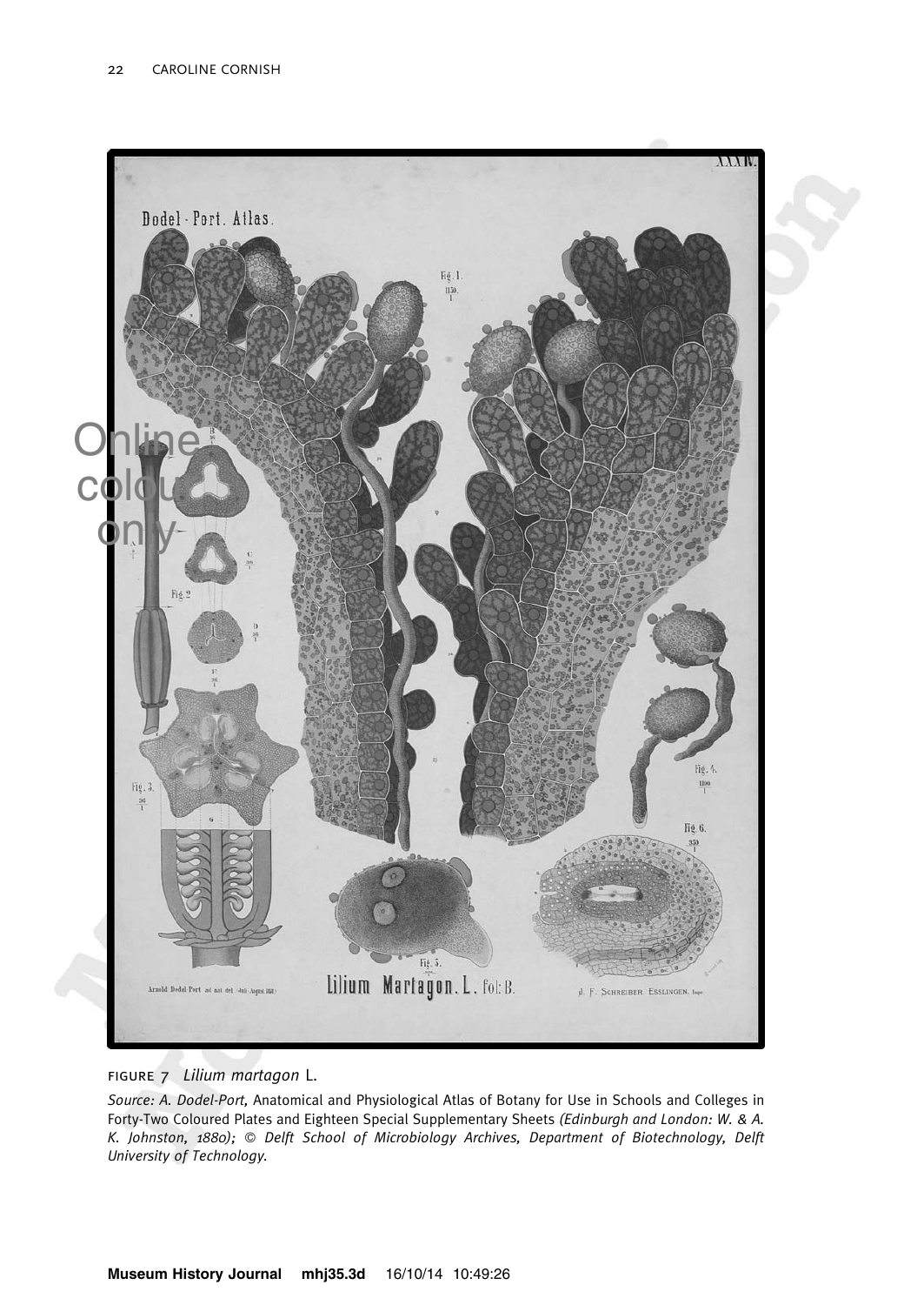FIGURE 7 *Lilium martagon* L.

*Source: A. Dodel-Port,* Anatomical and Physiological Atlas of Botany for Use in Schools and Colleges in Forty-Two Coloured Plates and Eighteen Special Supplementary Sheets *(Edinburgh and London: W. & A. K. Johnston, 1880); © Delft School of Microbiology Archives, Department of Biotechnology, Delft University of Technology.*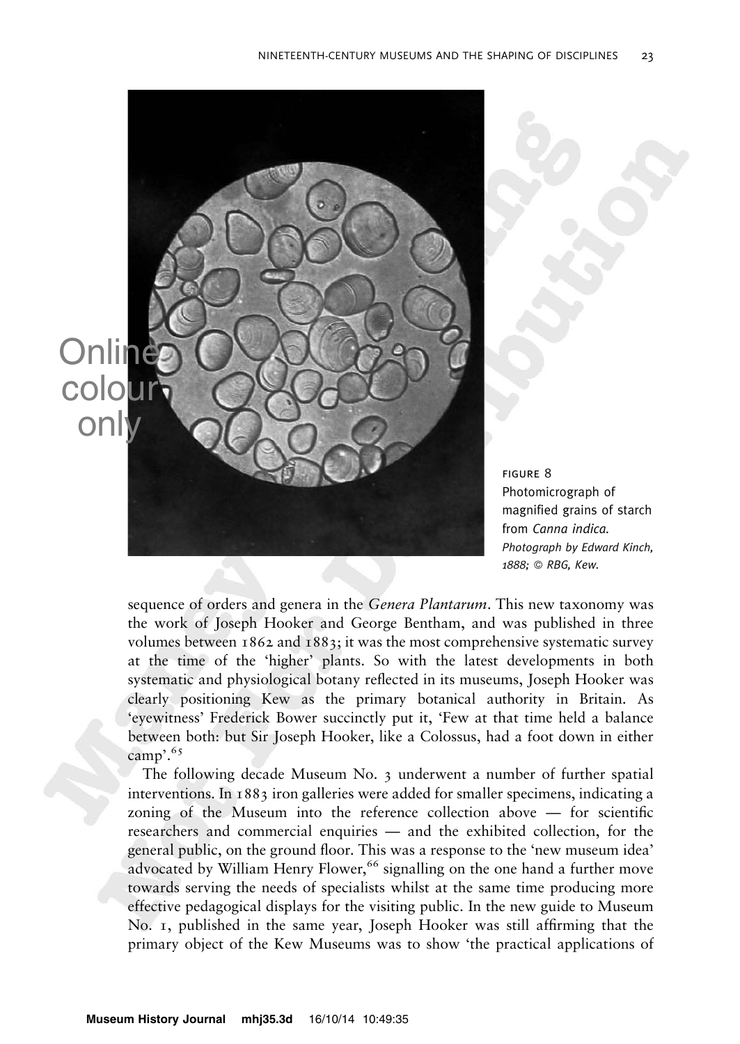FIGURE 8
Photomicrograph of magnified grains of starch from *Canna indica*.
*Photograph by Edward Kinch, 1888; © RBG, Kew.*

sequence of orders and genera in the *Genera Plantarum*. This new taxonomy was the work of Joseph Hooker and George Bentham, and was published in three volumes between 1862 and 1883; it was the most comprehensive systematic survey at the time of the 'higher' plants. So with the latest developments in both systematic and physiological botany reflected in its museums, Joseph Hooker was clearly positioning Kew as the primary botanical authority in Britain. As 'eyewitness' Frederick Bower succinctly put it, 'Few at that time held a balance between both: but Sir Joseph Hooker, like a Colossus, had a foot down in either camp'.[65]

The following decade Museum No. 3 underwent a number of further spatial interventions. In 1883 iron galleries were added for smaller specimens, indicating a zoning of the Museum into the reference collection above — for scientific researchers and commercial enquiries — and the exhibited collection, for the general public, on the ground floor. This was a response to the 'new museum idea' advocated by William Henry Flower,[66] signalling on the one hand a further move towards serving the needs of specialists whilst at the same time producing more effective pedagogical displays for the visiting public. In the new guide to Museum No. 1, published in the same year, Joseph Hooker was still affirming that the primary object of the Kew Museums was to show 'the practical applications of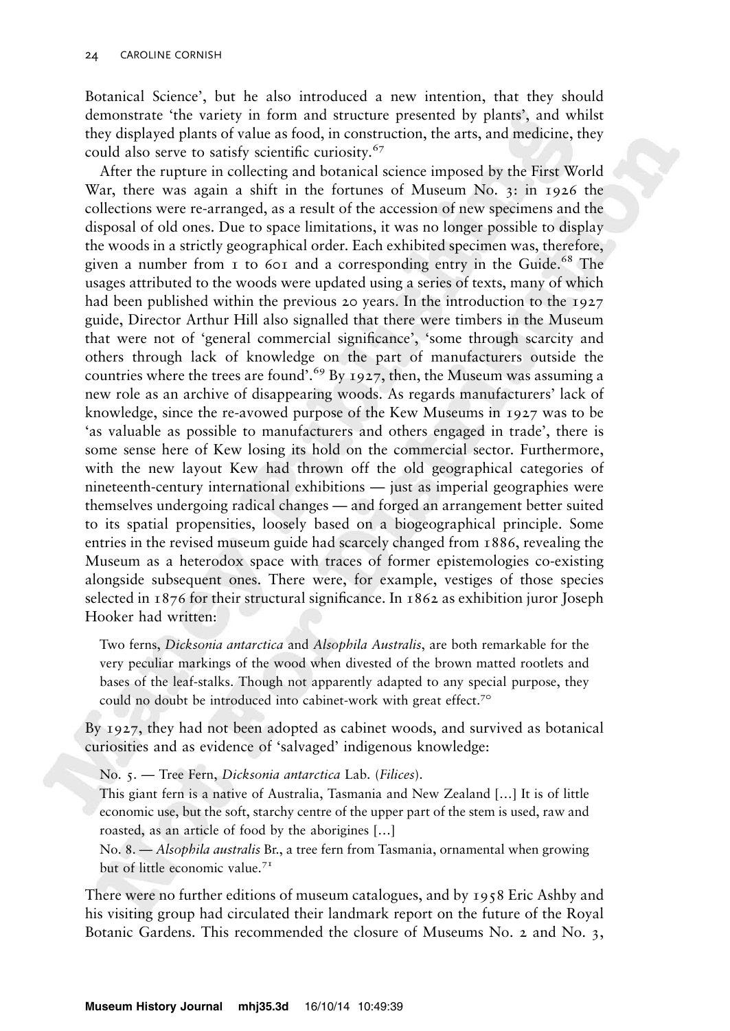Botanical Science', but he also introduced a new intention, that they should demonstrate 'the variety in form and structure presented by plants', and whilst they displayed plants of value as food, in construction, the arts, and medicine, they could also serve to satisfy scientific curiosity.[67]

After the rupture in collecting and botanical science imposed by the First World War, there was again a shift in the fortunes of Museum No. 3: in 1926 the collections were re-arranged, as a result of the accession of new specimens and the disposal of old ones. Due to space limitations, it was no longer possible to display the woods in a strictly geographical order. Each exhibited specimen was, therefore, given a number from 1 to 601 and a corresponding entry in the Guide.[68] The usages attributed to the woods were updated using a series of texts, many of which had been published within the previous 20 years. In the introduction to the 1927 guide, Director Arthur Hill also signalled that there were timbers in the Museum that were not of 'general commercial significance', 'some through scarcity and others through lack of knowledge on the part of manufacturers outside the countries where the trees are found'.[69] By 1927, then, the Museum was assuming a new role as an archive of disappearing woods. As regards manufacturers' lack of knowledge, since the re-avowed purpose of the Kew Museums in 1927 was to be 'as valuable as possible to manufacturers and others engaged in trade', there is some sense here of Kew losing its hold on the commercial sector. Furthermore, with the new layout Kew had thrown off the old geographical categories of nineteenth-century international exhibitions — just as imperial geographies were themselves undergoing radical changes — and forged an arrangement better suited to its spatial propensities, loosely based on a biogeographical principle. Some entries in the revised museum guide had scarcely changed from 1886, revealing the Museum as a heterodox space with traces of former epistemologies co-existing alongside subsequent ones. There were, for example, vestiges of those species selected in 1876 for their structural significance. In 1862 as exhibition juror Joseph Hooker had written:

> Two ferns, *Dicksonia antarctica* and *Alsophila Australis*, are both remarkable for the very peculiar markings of the wood when divested of the brown matted rootlets and bases of the leaf-stalks. Though not apparently adapted to any special purpose, they could no doubt be introduced into cabinet-work with great effect.[70]

By 1927, they had not been adopted as cabinet woods, and survived as botanical curiosities and as evidence of 'salvaged' indigenous knowledge:

> No. 5. — Tree Fern, *Dicksonia antarctica* Lab. (*Filices*).
> This giant fern is a native of Australia, Tasmania and New Zealand [...] It is of little economic use, but the soft, starchy centre of the upper part of the stem is used, raw and roasted, as an article of food by the aborigines [...]
> No. 8. — *Alsophila australis* Br., a tree fern from Tasmania, ornamental when growing but of little economic value.[71]

There were no further editions of museum catalogues, and by 1958 Eric Ashby and his visiting group had circulated their landmark report on the future of the Royal Botanic Gardens. This recommended the closure of Museums No. 2 and No. 3,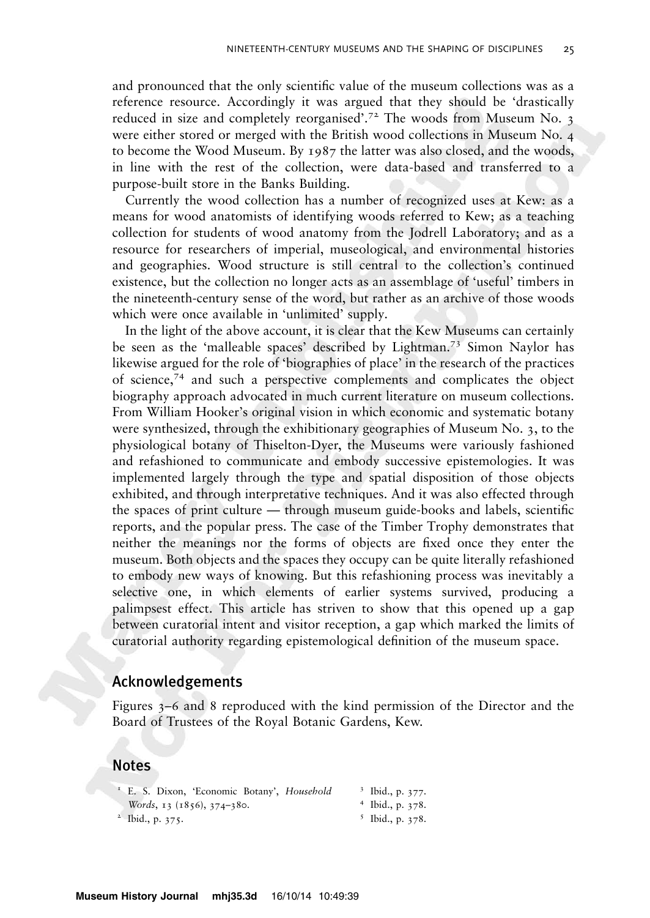and pronounced that the only scientific value of the museum collections was as a reference resource. Accordingly it was argued that they should be 'drastically reduced in size and completely reorganised'.[72] The woods from Museum No. 3 were either stored or merged with the British wood collections in Museum No. 4 to become the Wood Museum. By 1987 the latter was also closed, and the woods, in line with the rest of the collection, were data-based and transferred to a purpose-built store in the Banks Building.

Currently the wood collection has a number of recognized uses at Kew: as a means for wood anatomists of identifying woods referred to Kew; as a teaching collection for students of wood anatomy from the Jodrell Laboratory; and as a resource for researchers of imperial, museological, and environmental histories and geographies. Wood structure is still central to the collection's continued existence, but the collection no longer acts as an assemblage of 'useful' timbers in the nineteenth-century sense of the word, but rather as an archive of those woods which were once available in 'unlimited' supply.

In the light of the above account, it is clear that the Kew Museums can certainly be seen as the 'malleable spaces' described by Lightman.[73] Simon Naylor has likewise argued for the role of 'biographies of place' in the research of the practices of science,[74] and such a perspective complements and complicates the object biography approach advocated in much current literature on museum collections. From William Hooker's original vision in which economic and systematic botany were synthesized, through the exhibitionary geographies of Museum No. 3, to the physiological botany of Thiselton-Dyer, the Museums were variously fashioned and refashioned to communicate and embody successive epistemologies. It was implemented largely through the type and spatial disposition of those objects exhibited, and through interpretative techniques. And it was also effected through the spaces of print culture — through museum guide-books and labels, scientific reports, and the popular press. The case of the Timber Trophy demonstrates that neither the meanings nor the forms of objects are fixed once they enter the museum. Both objects and the spaces they occupy can be quite literally refashioned to embody new ways of knowing. But this refashioning process was inevitably a selective one, in which elements of earlier systems survived, producing a palimpsest effect. This article has striven to show that this opened up a gap between curatorial intent and visitor reception, a gap which marked the limits of curatorial authority regarding epistemological definition of the museum space.

## Acknowledgements

Figures 3–6 and 8 reproduced with the kind permission of the Director and the Board of Trustees of the Royal Botanic Gardens, Kew.

## Notes

1. E. S. Dixon, 'Economic Botany', *Household Words*, 13 (1856), 374–380.
2. Ibid., p. 375.
3. Ibid., p. 377.
4. Ibid., p. 378.
5. Ibid., p. 378.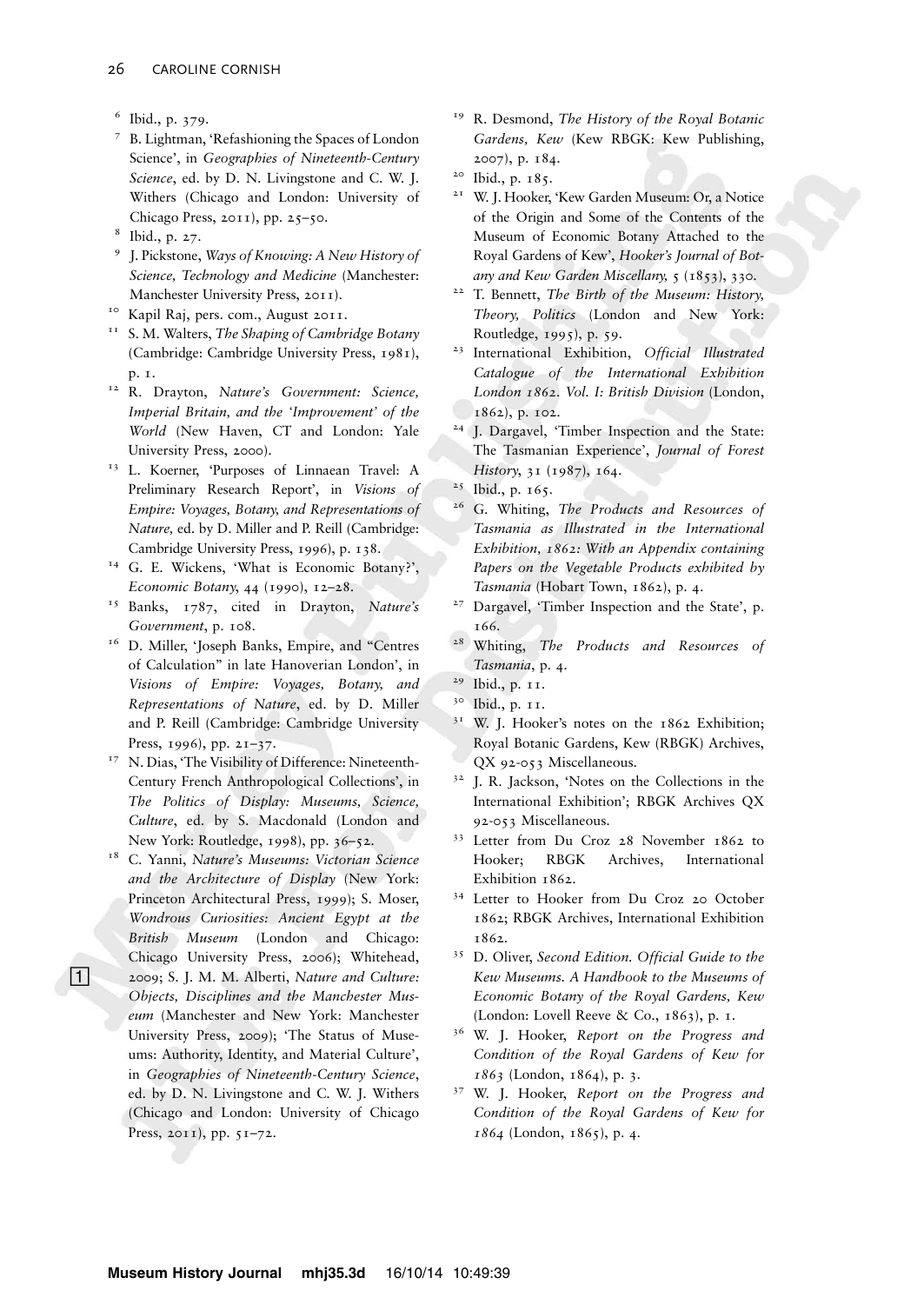[6] Ibid., p. 379.

[7] B. Lightman, 'Refashioning the Spaces of London Science', in *Geographies of Nineteenth-Century Science*, ed. by D. N. Livingstone and C. W. J. Withers (Chicago and London: University of Chicago Press, 2011), pp. 25–50.

[8] Ibid., p. 27.

[9] J. Pickstone, *Ways of Knowing: A New History of Science, Technology and Medicine* (Manchester: Manchester University Press, 2011).

[10] Kapil Raj, pers. com., August 2011.

[11] S. M. Walters, *The Shaping of Cambridge Botany* (Cambridge: Cambridge University Press, 1981), p. 1.

[12] R. Drayton, *Nature's Government: Science, Imperial Britain, and the 'Improvement' of the World* (New Haven, CT and London: Yale University Press, 2000).

[13] L. Koerner, 'Purposes of Linnaean Travel: A Preliminary Research Report', in *Visions of Empire: Voyages, Botany, and Representations of Nature*, ed. by D. Miller and P. Reill (Cambridge: Cambridge University Press, 1996), p. 138.

[14] G. E. Wickens, 'What is Economic Botany?', *Economic Botany*, 44 (1990), 12–28.

[15] Banks, 1787, cited in Drayton, *Nature's Government*, p. 108.

[16] D. Miller, 'Joseph Banks, Empire, and "Centres of Calculation" in late Hanoverian London', in *Visions of Empire: Voyages, Botany, and Representations of Nature*, ed. by D. Miller and P. Reill (Cambridge: Cambridge University Press, 1996), pp. 21–37.

[17] N. Dias, 'The Visibility of Difference: Nineteenth-Century French Anthropological Collections', in *The Politics of Display: Museums, Science, Culture*, ed. by S. Macdonald (London and New York: Routledge, 1998), pp. 36–52.

[18] C. Yanni, *Nature's Museums: Victorian Science and the Architecture of Display* (New York: Princeton Architectural Press, 1999); S. Moser, *Wondrous Curiosities: Ancient Egypt at the British Museum* (London and Chicago: Chicago University Press, 2006); Whitehead, 2009; S. J. M. M. Alberti, *Nature and Culture: Objects, Disciplines and the Manchester Museum* (Manchester and New York: Manchester University Press, 2009); 'The Status of Museums: Authority, Identity, and Material Culture', in *Geographies of Nineteenth-Century Science*, ed. by D. N. Livingstone and C. W. J. Withers (Chicago and London: University of Chicago Press, 2011), pp. 51–72.

[19] R. Desmond, *The History of the Royal Botanic Gardens, Kew* (Kew RBGK: Kew Publishing, 2007), p. 184.

[20] Ibid., p. 185.

[21] W. J. Hooker, 'Kew Garden Museum: Or, a Notice of the Origin and Some of the Contents of the Museum of Economic Botany Attached to the Royal Gardens of Kew', *Hooker's Journal of Botany and Kew Garden Miscellany*, 5 (1853), 330.

[22] T. Bennett, *The Birth of the Museum: History, Theory, Politics* (London and New York: Routledge, 1995), p. 59.

[23] International Exhibition, *Official Illustrated Catalogue of the International Exhibition London 1862. Vol. I: British Division* (London, 1862), p. 102.

[24] J. Dargavel, 'Timber Inspection and the State: The Tasmanian Experience', *Journal of Forest History*, 31 (1987), 164.

[25] Ibid., p. 165.

[26] G. Whiting, *The Products and Resources of Tasmania as Illustrated in the International Exhibition, 1862: With an Appendix containing Papers on the Vegetable Products exhibited by Tasmania* (Hobart Town, 1862), p. 4.

[27] Dargavel, 'Timber Inspection and the State', p. 166.

[28] Whiting, *The Products and Resources of Tasmania*, p. 4.

[29] Ibid., p. 11.

[30] Ibid., p. 11.

[31] W. J. Hooker's notes on the 1862 Exhibition; Royal Botanic Gardens, Kew (RBGK) Archives, QX 92-053 Miscellaneous.

[32] J. R. Jackson, 'Notes on the Collections in the International Exhibition'; RBGK Archives QX 92-053 Miscellaneous.

[33] Letter from Du Croz 28 November 1862 to Hooker; RBGK Archives, International Exhibition 1862.

[34] Letter to Hooker from Du Croz 20 October 1862; RBGK Archives, International Exhibition 1862.

[35] D. Oliver, *Second Edition. Official Guide to the Kew Museums. A Handbook to the Museums of Economic Botany of the Royal Gardens, Kew* (London: Lovell Reeve & Co., 1863), p. 1.

[36] W. J. Hooker, *Report on the Progress and Condition of the Royal Gardens of Kew for 1863* (London, 1864), p. 3.

[37] W. J. Hooker, *Report on the Progress and Condition of the Royal Gardens of Kew for 1864* (London, 1865), p. 4.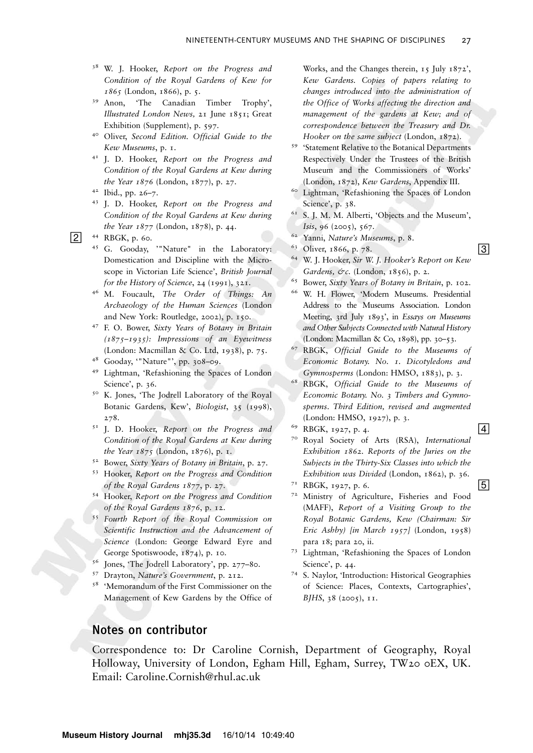38 W. J. Hooker, *Report on the Progress and Condition of the Royal Gardens of Kew for 1865* (London, 1866), p. 5.

39 Anon, 'The Canadian Timber Trophy', *Illustrated London News,* 21 June 1851; Great Exhibition (Supplement), p. 597.

40 Oliver, *Second Edition. Official Guide to the Kew Museums*, p. 1.

41 J. D. Hooker, *Report on the Progress and Condition of the Royal Gardens at Kew during the Year 1876* (London, 1877), p. 27.

42 Ibid., pp. 26–7.

43 J. D. Hooker, *Report on the Progress and Condition of the Royal Gardens at Kew during the Year 1877* (London, 1878), p. 44.

44 RBGK, p. 60.

45 G. Gooday, '"Nature" in the Laboratory: Domestication and Discipline with the Microscope in Victorian Life Science', *British Journal for the History of Science*, 24 (1991), 321.

46 M. Foucault, *The Order of Things: An Archaeology of the Human Sciences* (London and New York: Routledge, 2002), p. 150.

47 F. O. Bower, *Sixty Years of Botany in Britain (1875–1935): Impressions of an Eyewitness* (London: Macmillan & Co. Ltd, 1938), p. 75.

48 Gooday, '"Nature"', pp. 308–09.

49 Lightman, 'Refashioning the Spaces of London Science', p. 36.

50 K. Jones, 'The Jodrell Laboratory of the Royal Botanic Gardens, Kew', *Biologist*, 35 (1998), 278.

51 J. D. Hooker, *Report on the Progress and Condition of the Royal Gardens at Kew during the Year 1875* (London, 1876), p. 1.

52 Bower, *Sixty Years of Botany in Britain*, p. 27.

53 Hooker, *Report on the Progress and Condition of the Royal Gardens 1877*, p. 27.

54 Hooker, *Report on the Progress and Condition of the Royal Gardens 1876*, p. 12.

55 *Fourth Report of the Royal Commission on Scientific Instruction and the Advancement of Science* (London: George Edward Eyre and George Spotiswoode, 1874), p. 10.

56 Jones, 'The Jodrell Laboratory', pp. 277–80.

57 Drayton, *Nature's Government*, p. 212.

58 'Memorandum of the First Commissioner on the Management of Kew Gardens by the Office of Works, and the Changes therein, 15 July 1872', *Kew Gardens. Copies of papers relating to changes introduced into the administration of the Office of Works affecting the direction and management of the gardens at Kew; and of correspondence between the Treasury and Dr. Hooker on the same subject* (London, 1872).

59 'Statement Relative to the Botanical Departments Respectively Under the Trustees of the British Museum and the Commissioners of Works' (London, 1872), *Kew Gardens*, Appendix III.

60 Lightman, 'Refashioning the Spaces of London Science', p. 38.

61 S. J. M. M. Alberti, 'Objects and the Museum', *Isis*, 96 (2005), 567.

62 Yanni, *Nature's Museums*, p. 8.

63 Oliver, 1866, p. 78.

64 W. J. Hooker, *Sir W. J. Hooker's Report on Kew Gardens, &c.* (London, 1856), p. 2.

65 Bower, *Sixty Years of Botany in Britain*, p. 102.

66 W. H. Flower, 'Modern Museums. Presidential Address to the Museums Association. London Meeting, 3rd July 1893', in *Essays on Museums and Other Subjects Connected with Natural History* (London: Macmillan & Co, 1898), pp. 30–53.

67 RBGK, *Official Guide to the Museums of Economic Botany. No. 1. Dicotyledons and Gymnosperms* (London: HMSO, 1883), p. 3.

68 RBGK, *Official Guide to the Museums of Economic Botany. No. 3 Timbers and Gymnosperms. Third Edition, revised and augmented* (London: HMSO, 1927), p. 3.

69 RBGK, 1927, p. 4.

70 Royal Society of Arts (RSA), *International Exhibition 1862. Reports of the Juries on the Subjects in the Thirty-Six Classes into which the Exhibition was Divided* (London, 1862), p. 36.

71 RBGK, 1927, p. 6.

72 Ministry of Agriculture, Fisheries and Food (MAFF), *Report of a Visiting Group to the Royal Botanic Gardens, Kew (Chairman: Sir Eric Ashby) [in March 1957]* (London, 1958) para 18; para 20, ii.

73 Lightman, 'Refashioning the Spaces of London Science', p. 44.

74 S. Naylor, 'Introduction: Historical Geographies of Science: Places, Contexts, Cartographies', *BJHS*, 38 (2005), 11.

## Notes on contributor

Correspondence to: Dr Caroline Cornish, Department of Geography, Royal Holloway, University of London, Egham Hill, Egham, Surrey, TW20 0EX, UK. Email: Caroline.Cornish@rhul.ac.uk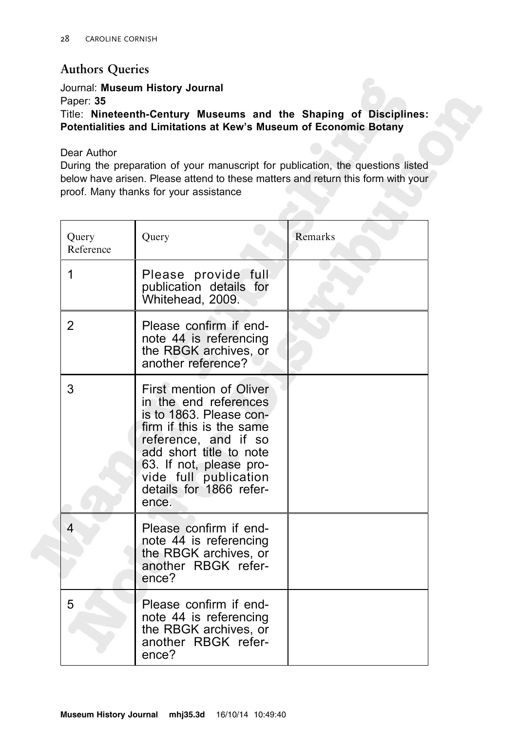## Authors Queries

Journal: **Museum History Journal**
Paper: **35**
Title: **Nineteenth-Century Museums and the Shaping of Disciplines: Potentialities and Limitations at Kew's Museum of Economic Botany**

Dear Author
During the preparation of your manuscript for publication, the questions listed below have arisen. Please attend to these matters and return this form with your proof. Many thanks for your assistance

| Query Reference | Query | Remarks |
|---|---|---|
| 1 | Please provide full publication details for Whitehead, 2009. | |
| 2 | Please confirm if endnote 44 is referencing the RBGK archives, or another reference? | |
| 3 | First mention of Oliver in the end references is to 1863. Please confirm if this is the same reference, and if so add short title to note 63. If not, please provide full publication details for 1866 reference. | |
| 4 | Please confirm if endnote 44 is referencing the RBGK archives, or another RBGK reference? | |
| 5 | Please confirm if endnote 44 is referencing the RBGK archives, or another RBGK reference? | |